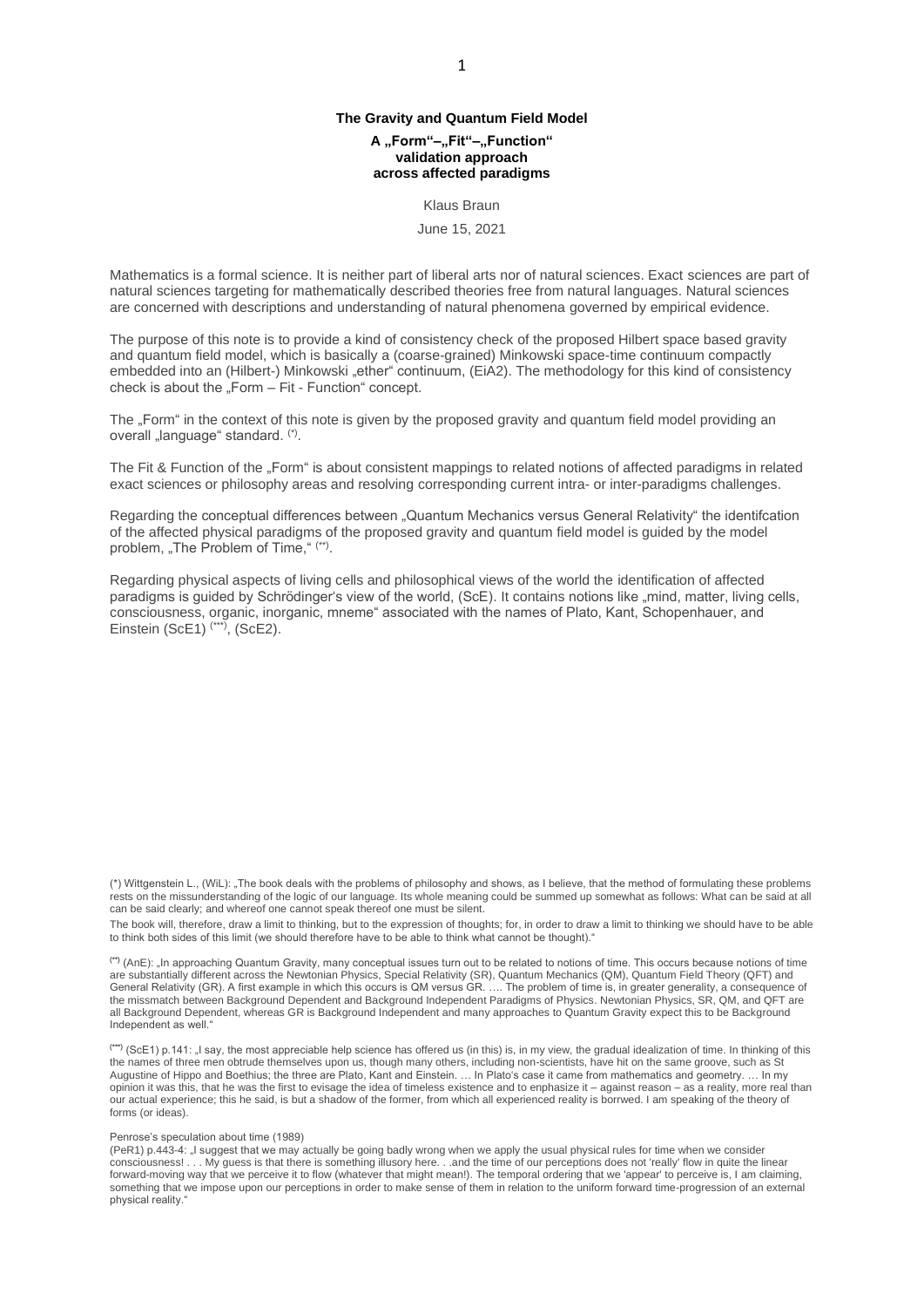# The Gravity and Quantum Field Model

## A „Form“–„Fit“–„Function“ validation approach across affected paradigms

Klaus Braun

June 15, 2021

Mathematics is a formal science. It is neither part of liberal arts nor of natural sciences. Exact sciences are part of natural sciences targeting for mathematically described theories free from natural languages. Natural sciences are concerned with descriptions and understanding of natural phenomena governed by empirical evidence.

The purpose of this note is to provide a kind of consistency check of the proposed Hilbert space based gravity and quantum field model, which is basically a (coarse-grained) Minkowski space-time continuum compactly embedded into an (Hilbert-) Minkowski „ether“ continuum, (EiA2). The methodology for this kind of consistency check is about the „Form – Fit - Function“ concept.

The „Form“ in the context of this note is given by the proposed gravity and quantum field model providing an overall „language“ standard. (*).

The Fit & Function of the „Form“ is about consistent mappings to related notions of affected paradigms in related exact sciences or philosophy areas and resolving corresponding current intra- or inter-paradigms challenges.

Regarding the conceptual differences between „Quantum Mechanics versus General Relativity“ the identifcation of the affected physical paradigms of the proposed gravity and quantum field model is guided by the model problem, „The Problem of Time,“ (**).

Regarding physical aspects of living cells and philosophical views of the world the identification of affected paradigms is guided by Schrödinger's view of the world, (ScE). It contains notions like „mind, matter, living cells, consciousness, organic, inorganic, mneme“ associated with the names of Plato, Kant, Schopenhauer, and Einstein (ScE1) (***), (ScE2).

(*) Wittgenstein L., (WiL): „The book deals with the problems of philosophy and shows, as I believe, that the method of formulating these problems rests on the missunderstanding of the logic of our language. Its whole meaning could be summed up somewhat as follows: What can be said at all can be said clearly; and whereof one cannot speak thereof one must be silent.

The book will, therefore, draw a limit to thinking, but to the expression of thoughts; for, in order to draw a limit to thinking we should have to be able to think both sides of this limit (we should therefore have to be able to think what cannot be thought).“

(**) (AnE): „In approaching Quantum Gravity, many conceptual issues turn out to be related to notions of time. This occurs because notions of time are substantially different across the Newtonian Physics, Special Relativity (SR), Quantum Mechanics (QM), Quantum Field Theory (QFT) and General Relativity (GR). A first example in which this occurs is QM versus GR. …. The problem of time is, in greater generality, a consequence of the missmatch between Background Dependent and Background Independent Paradigms of Physics. Newtonian Physics, SR, QM, and QFT are all Background Dependent, whereas GR is Background Independent and many approaches to Quantum Gravity expect this to be Background Independent as well.“

(***) (ScE1) p.141: „I say, the most appreciable help science has offered us (in this) is, in my view, the gradual idealization of time. In thinking of this the names of three men obtrude themselves upon us, though many others, including non-scientists, have hit on the same groove, such as St Augustine of Hippo and Boethius; the three are Plato, Kant and Einstein. … In Plato's case it came from mathematics and geometry. … In my opinion it was this, that he was the first to evisage the idea of timeless existence and to enphasize it – against reason – as a reality, more real than our actual experience; this he said, is but a shadow of the former, from which all experienced reality is borrwed. I am speaking of the theory of forms (or ideas).

Penrose's speculation about time (1989)

(PeR1) p.443-4: „I suggest that we may actually be going badly wrong when we apply the usual physical rules for time when we consider consciousness! . . . My guess is that there is something illusory here. . .and the time of our perceptions does not 'really' flow in quite the linear forward-moving way that we perceive it to flow (whatever that might mean!). The temporal ordering that we 'appear' to perceive is, I am claiming, something that we impose upon our perceptions in order to make sense of them in relation to the uniform forward time-progression of an external physical reality.“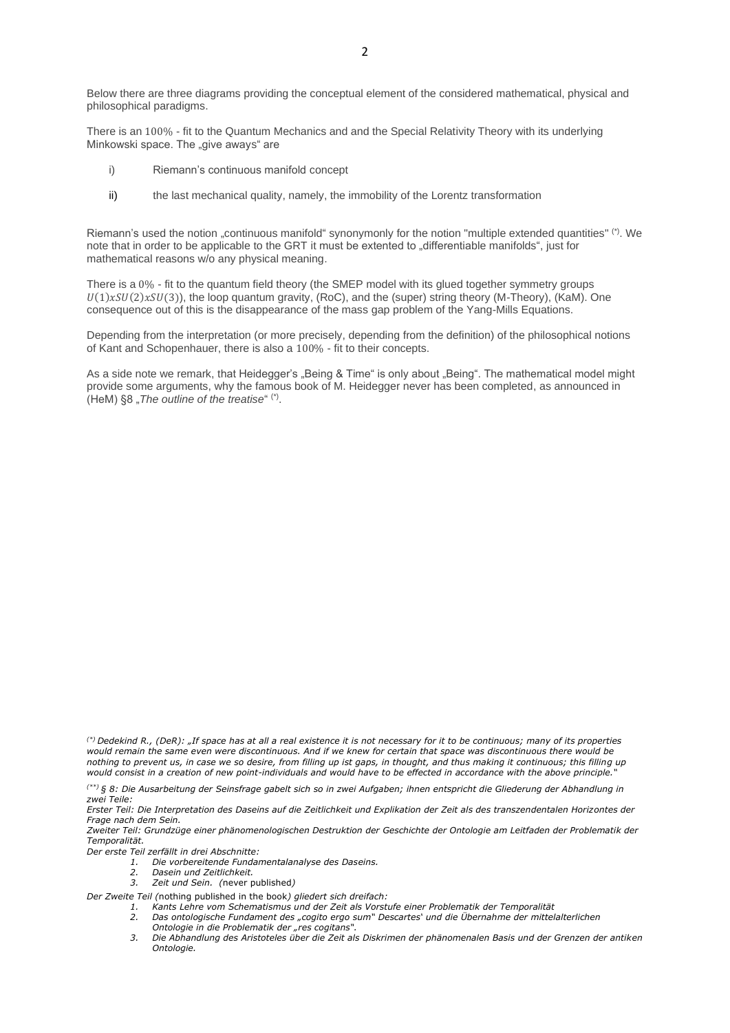Below there are three diagrams providing the conceptual element of the considered mathematical, physical and philosophical paradigms.

There is an $100\%$ - fit to the Quantum Mechanics and and the Special Relativity Theory with its underlying Minkowski space. The „give aways" are

i) Riemann's continuous manifold concept

ii) the last mechanical quality, namely, the immobility of the Lorentz transformation

Riemann's used the notion „continuous manifold" synonymonly for the notion "multiple extended quantities" (*). We note that in order to be applicable to the GRT it must be extented to „differentiable manifolds", just for mathematical reasons w/o any physical meaning.

There is a $0\%$ - fit to the quantum field theory (the SMEP model with its glued together symmetry groups $U(1)xSU(2)xSU(3)$), the loop quantum gravity, (RoC), and the (super) string theory (M-Theory), (KaM). One consequence out of this is the disappearance of the mass gap problem of the Yang-Mills Equations.

Depending from the interpretation (or more precisely, depending from the definition) of the philosophical notions of Kant and Schopenhauer, there is also a $100\%$ - fit to their concepts.

As a side note we remark, that Heidegger's „Being & Time" is only about „Being". The mathematical model might provide some arguments, why the famous book of M. Heidegger never has been completed, as announced in (HeM) §8 „*The outline of the treatise*" (*).

---

*(\*) Dedekind R., (DeR): „If space has at all a real existence it is not necessary for it to be continuous; many of its properties would remain the same even were discontinuous. And if we knew for certain that space was discontinuous there would be nothing to prevent us, in case we so desire, from filling up ist gaps, in thought, and thus making it continuous; this filling up would consist in a creation of new point-individuals and would have to be effected in accordance with the above principle."*

*(\*\*) § 8: Die Ausarbeitung der Seinsfrage gabelt sich so in zwei Aufgaben; ihnen entspricht die Gliederung der Abhandlung in zwei Teile:*

*Erster Teil: Die Interpretation des Daseins auf die Zeitlichkeit und Explikation der Zeit als des transzendentalen Horizontes der Frage nach dem Sein.*

*Zweiter Teil: Grundzüge einer phänomenologischen Destruktion der Geschichte der Ontologie am Leitfaden der Problematik der Temporalität.*

*Der erste Teil zerfällt in drei Abschnitte:*

1. *Die vorbereitende Fundamentalanalyse des Daseins.*
2. *Dasein und Zeitlichkeit.*
3. *Zeit und Sein. (*never published*)*

*Der Zweite Teil (*nothing published in the book*) gliedert sich dreifach:*

1. *Kants Lehre vom Schematismus und der Zeit als Vorstufe einer Problematik der Temporalität*
2. *Das ontologische Fundament des „cogito ergo sum" Descartes' und die Übernahme der mittelalterlichen Ontologie in die Problematik der „res cogitans".*
3. *Die Abhandlung des Aristoteles über die Zeit als Diskrimen der phänomenalen Basis und der Grenzen der antiken Ontologie.*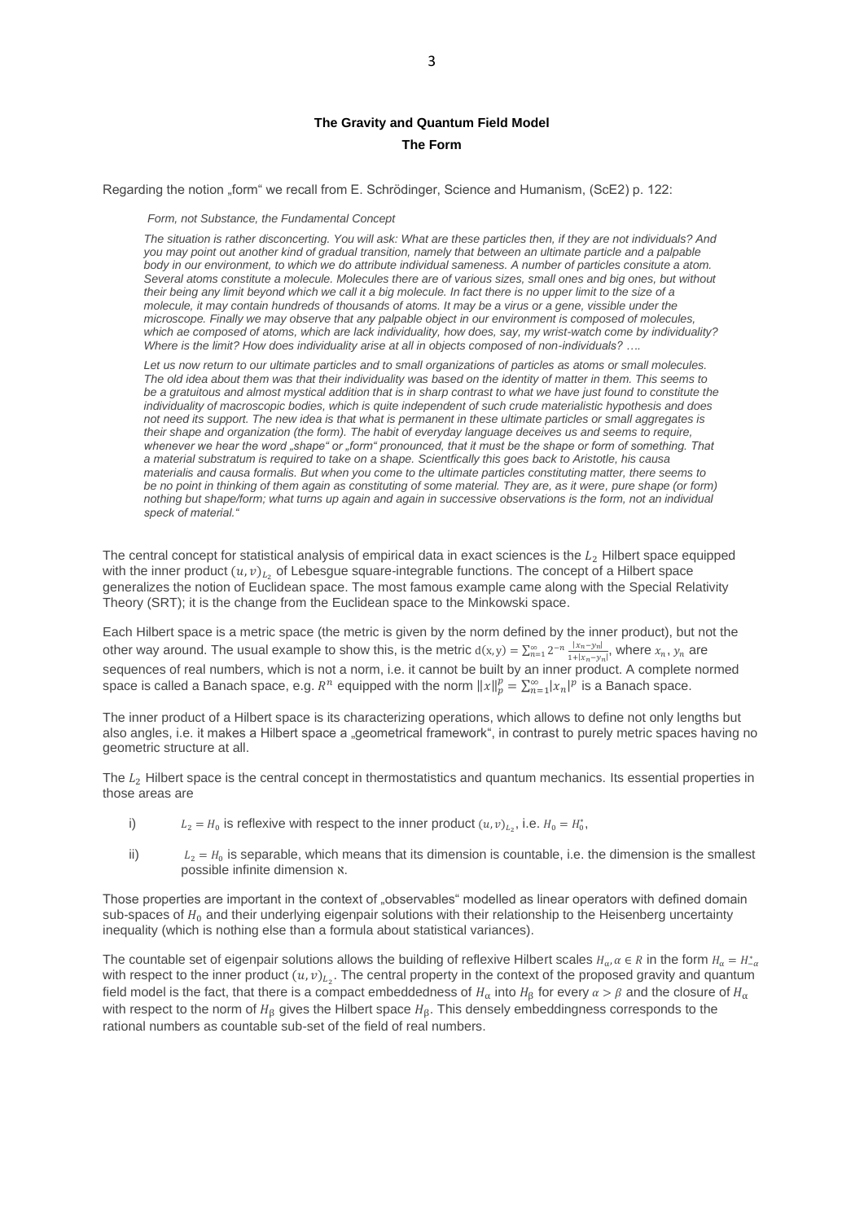**The Gravity and Quantum Field Model**

**The Form**

Regarding the notion „form“ we recall from E. Schrödinger, Science and Humanism, (ScE2) p. 122:

*Form, not Substance, the Fundamental Concept*

*The situation is rather disconcerting. You will ask: What are these particles then, if they are not individuals? And you may point out another kind of gradual transition, namely that between an ultimate particle and a palpable body in our environment, to which we do attribute individual sameness. A number of particles consitute a atom. Several atoms constitute a molecule. Molecules there are of various sizes, small ones and big ones, but without their being any limit beyond which we call it a big molecule. In fact there is no upper limit to the size of a molecule, it may contain hundreds of thousands of atoms. It may be a virus or a gene, visible under the microscope. Finally we may observe that any palpable object in our environment is composed of molecules, which ae composed of atoms, which are lack individuality, how does, say, my wrist-watch come by individuality? Where is the limit? How does individuality arise at all in objects composed of non-individuals? ….*

*Let us now return to our ultimate particles and to small organizations of particles as atoms or small molecules. The old idea about them was that their individuality was based on the identity of matter in them. This seems to be a gratuitous and almost mystical addition that is in sharp contrast to what we have just found to constitute the individuality of macroscopic bodies, which is quite independent of such crude materialistic hypothesis and does not need its support. The new idea is that what is permanent in these ultimate particles or small aggregates is their shape and organization (the form). The habit of everyday language deceives us and seems to require, whenever we hear the word „shape“ or „form“ pronounced, that it must be the shape or form of something. That a material substratum is required to take on a shape. Scientfically this goes back to Aristotle, his causa materialis and causa formalis. But when you come to the ultimate particles constituting matter, there seems to be no point in thinking of them again as constituting of some material. They are, as it were, pure shape (or form) nothing but shape/form; what turns up again and again in successive observations is the form, not an individual speck of material.“*

The central concept for statistical analysis of empirical data in exact sciences is the $L_2$ Hilbert space equipped with the inner product $(u,v)_{L_2}$ of Lebesgue square-integrable functions. The concept of a Hilbert space generalizes the notion of Euclidean space. The most famous example came along with the Special Relativity Theory (SRT); it is the change from the Euclidean space to the Minkowski space.

Each Hilbert space is a metric space (the metric is given by the norm defined by the inner product), but not the other way around. The usual example to show this, is the metric $d(x,y)=\sum_{n=1}^{\infty}2^{-n}\frac{|x_n-y_n|}{1+|x_n-y_n|}$, where $x_n$, $y_n$ are sequences of real numbers, which is not a norm, i.e. it cannot be built by an inner product. A complete normed space is called a Banach space, e.g. $R^n$ equipped with the norm $\|x\|_p^p=\sum_{n=1}^{\infty}|x_n|^p$ is a Banach space.

The inner product of a Hilbert space is its characterizing operations, which allows to define not only lengths but also angles, i.e. it makes a Hilbert space a „geometrical framework“, in contrast to purely metric spaces having no geometric structure at all.

The $L_2$ Hilbert space is the central concept in thermostatistics and quantum mechanics. Its essential properties in those areas are

i) $L_2=H_0$ is reflexive with respect to the inner product $(u,v)_{L_2}$, i.e. $H_0=H_0^*$,

ii) $L_2=H_0$ is separable, which means that its dimension is countable, i.e. the dimension is the smallest possible infinite dimension $\aleph$.

Those properties are important in the context of „observables“ modelled as linear operators with defined domain sub-spaces of $H_0$ and their underlying eigenpair solutions with their relationship to the Heisenberg uncertainty inequality (which is nothing else than a formula about statistical variances).

The countable set of eigenpair solutions allows the building of reflexive Hilbert scales $H_\alpha, \alpha\in R$ in the form $H_\alpha=H_{-\alpha}^*$ with respect to the inner product $(u,v)_{L_2}$. The central property in the context of the proposed gravity and quantum field model is the fact, that there is a compact embeddedness of $H_\alpha$ into $H_\beta$ for every $\alpha>\beta$ and the closure of $H_\alpha$ with respect to the norm of $H_\beta$ gives the Hilbert space $H_\beta$. This densely embeddingness corresponds to the rational numbers as countable sub-set of the field of real numbers.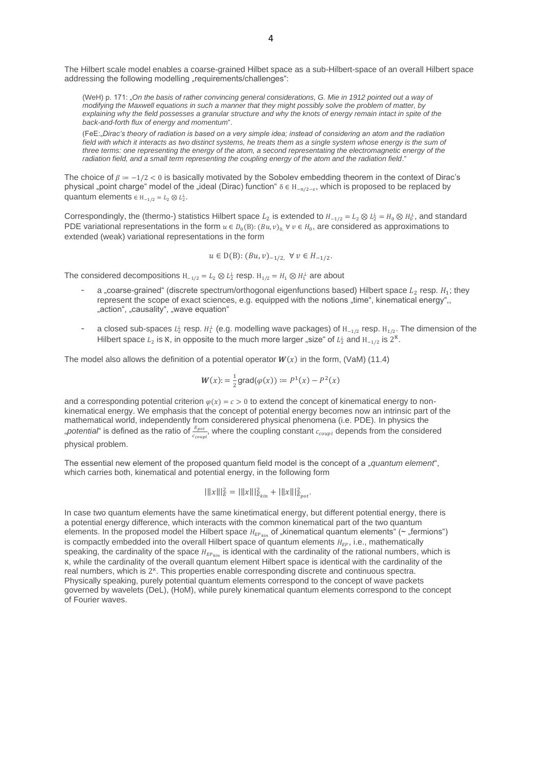The Hilbert scale model enables a coarse-grained Hilbet space as a sub-Hilbert-space of an overall Hilbert space addressing the following modelling „requirements/challenges":

> (WeH) p. 171: „*On the basis of rather convincing general considerations, G. Mie in 1912 pointed out a way of modifying the Maxwell equations in such a manner that they might possibly solve the problem of matter, by explaining why the field possesses a granular structure and why the knots of energy remain intact in spite of the back-and-forth flux of energy and momentum*".
>
> (FeE:„*Dirac's theory of radiation is based on a very simple idea; instead of considering an atom and the radiation field with which it interacts as two distinct systems, he treats them as a single system whose energy is the sum of three terms: one representing the energy of the atom, a second representating the electromagnetic energy of the radiation field, and a small term representing the coupling energy of the atom and the radiation field*."

The choice of $\beta := -1/2 < 0$ is basically motivated by the Sobolev embedding theorem in the context of Dirac's physical „point charge" model of the „ideal (Dirac) function" $\delta \in H_{-n/2-\varepsilon}$, which is proposed to be replaced by quantum elements $\in H_{-1/2} = L_2 \otimes L_2^{\perp}$.

Correspondingly, the (thermo-) statistics Hilbert space $L_2$ is extended to $H_{-1/2} = L_2 \otimes L_2^{\perp} = H_0 \otimes H_0^{\perp}$, and standard PDE variational representations in the form $u \in D_0(B)$: $(Bu, v)_0$ $\forall\, v \in H_0$, are considered as approximations to extended (weak) variational representations in the form

$$u \in D(B)\colon (Bu, v)_{-1/2}, \ \forall\, v \in H_{-1/2}.$$

The considered decompositions $H_{-1/2} = L_2 \otimes L_2^{\perp}$ resp. $H_{1/2} = H_1 \otimes H_1^{\perp}$ are about

- a „coarse-grained" (discrete spectrum/orthogonal eigenfunctions based) Hilbert space $L_2$ resp. $H_1$; they represent the scope of exact sciences, e.g. equipped with the notions „time", kinematical energy",, „action", „causality", „wave equation"
- a closed sub-spaces $L_2^{\perp}$ resp. $H_1^{\perp}$ (e.g. modelling wave packages) of $H_{-1/2}$ resp. $H_{1/2}$. The dimension of the Hilbert space $L_2$ is $\aleph$, in opposite to the much more larger „size" of $L_2^{\perp}$ and $H_{-1/2}$ is $2^{\aleph}$.

The model also allows the definition of a potential operator $\boldsymbol{W}(x)$ in the form, (VaM) (11.4)

$$\boldsymbol{W}(x) := \frac{1}{2}\mathrm{grad}(\varphi(x)) := P^1(x) - P^2(x)$$

and a corresponding potential criterion $\varphi(x) = c > 0$ to extend the concept of kinematical energy to non-kinematical energy. We emphasis that the concept of potential energy becomes now an intrinsic part of the mathematical world, independently from considerered physical phenomena (i.e. PDE). In physics the „*potential*" is defined as the ratio of $\frac{E_{pot}}{c_{coupl}}$, where the coupling constant $c_{coupl}$ depends from the considered physical problem.

The essential new element of the proposed quantum field model is the concept of a „*quantum element*", which carries both, kinematical and potential energy, in the following form

$$|||x|||_E^2 = |||x|||_{E_{kin}}^2 + |||x|||_{E_{pot}}^2.$$

In case two quantum elements have the same kinetimatical energy, but different potential energy, there is a potential energy difference, which interacts with the common kinematical part of the two quantum elements. In the proposed model the Hilbert space $H_{EP_{kin}}$ of „kinematical quantum elements" (~ „fermions") is compactly embedded into the overall Hilbert space of quantum elements $H_{EP}$, i.e., mathematically speaking, the cardinality of the space $H_{EP_{kin}}$ is identical with the cardinality of the rational numbers, which is $\aleph$, while the cardinality of the overall quantum element Hilbert space is identical with the cardinality of the real numbers, which is $2^{\aleph}$. This properties enable corresponding discrete and continuous spectra. Physically speaking, purely potential quantum elements correspond to the concept of wave packets governed by wavelets (DeL), (HoM), while purely kinematical quantum elements correspond to the concept of Fourier waves.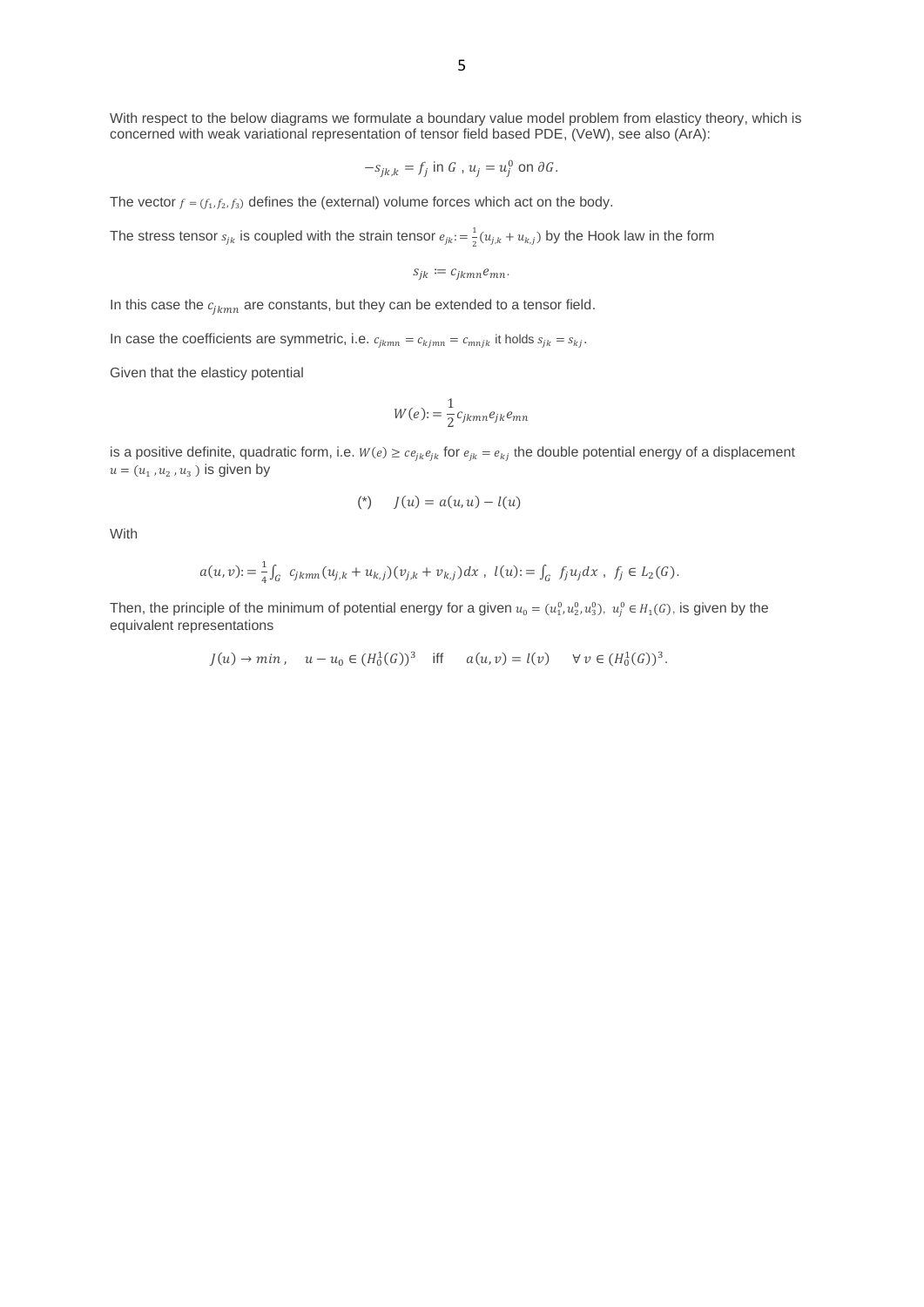With respect to the below diagrams we formulate a boundary value model problem from elasticy theory, which is concerned with weak variational representation of tensor field based PDE, (VeW), see also (ArA):

$$-s_{jk,k} = f_j \text{ in } G \text{ , } u_j = u_j^0 \text{ on } \partial G.$$

The vector $f = (f_1, f_2, f_3)$ defines the (external) volume forces which act on the body.

The stress tensor $s_{jk}$ is coupled with the strain tensor $e_{jk} := \frac{1}{2}(u_{j,k} + u_{k,j})$ by the Hook law in the form

$$s_{jk} := c_{jkmn} e_{mn}.$$

In this case the $c_{jkmn}$ are constants, but they can be extended to a tensor field.

In case the coefficients are symmetric, i.e. $c_{jkmn} = c_{kjmn} = c_{mnjk}$ it holds $s_{jk} = s_{kj}$.

Given that the elasticy potential

$$W(e) := \frac{1}{2} c_{jkmn} e_{jk} e_{mn}$$

is a positive definite, quadratic form, i.e. $W(e) \geq c e_{jk} e_{jk}$ for $e_{jk} = e_{kj}$ the double potential energy of a displacement $u = (u_1, u_2, u_3)$ is given by

$$(*) \qquad J(u) = a(u, u) - l(u)$$

With

$$a(u, v) := \frac{1}{4} \int_G c_{jkmn} (u_{j,k} + u_{k,j})(v_{j,k} + v_{k,j}) dx \text{ , } l(u) := \int_G f_j u_j dx \text{ , } f_j \in L_2(G).$$

Then, the principle of the minimum of potential energy for a given $u_0 = (u_1^0, u_2^0, u_3^0), \; u_j^0 \in H_1(G),$ is given by the equivalent representations

$$J(u) \to min \text{ , } \quad u - u_0 \in (H_0^1(G))^3 \quad \text{iff} \quad a(u, v) = l(v) \qquad \forall \, v \in (H_0^1(G))^3.$$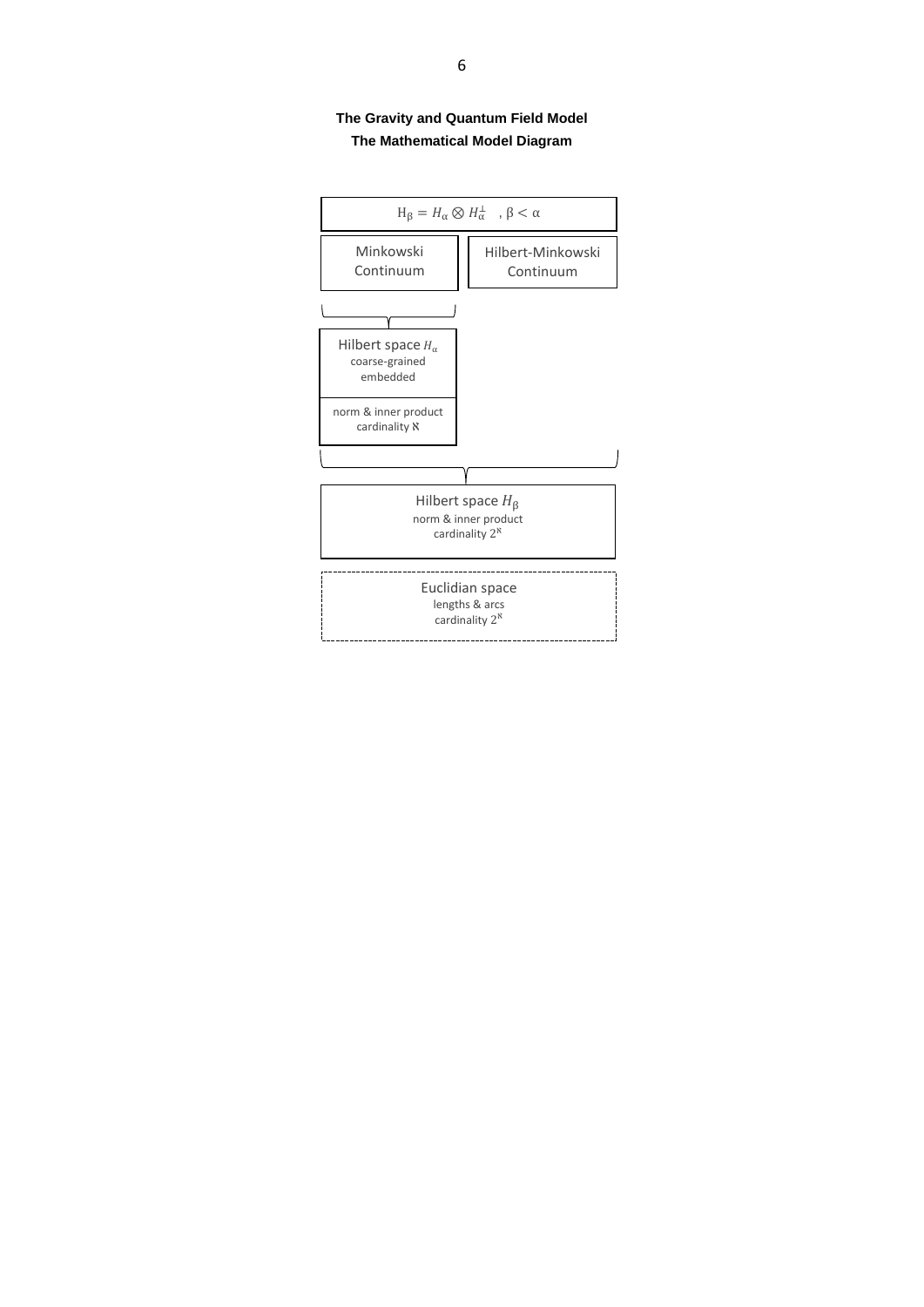**The Gravity and Quantum Field Model**

**The Mathematical Model Diagram**

$$H_\beta = H_\alpha \otimes H_\alpha^\perp \quad , \beta < \alpha$$

Minkowski Continuum

Hilbert-Minkowski Continuum

Hilbert space $H_\alpha$
coarse-grained
embedded

norm & inner product
cardinality $\aleph$

Hilbert space $H_\beta$
norm & inner product
cardinality $2^\aleph$

Euclidian space
lengths & arcs
cardinality $2^\aleph$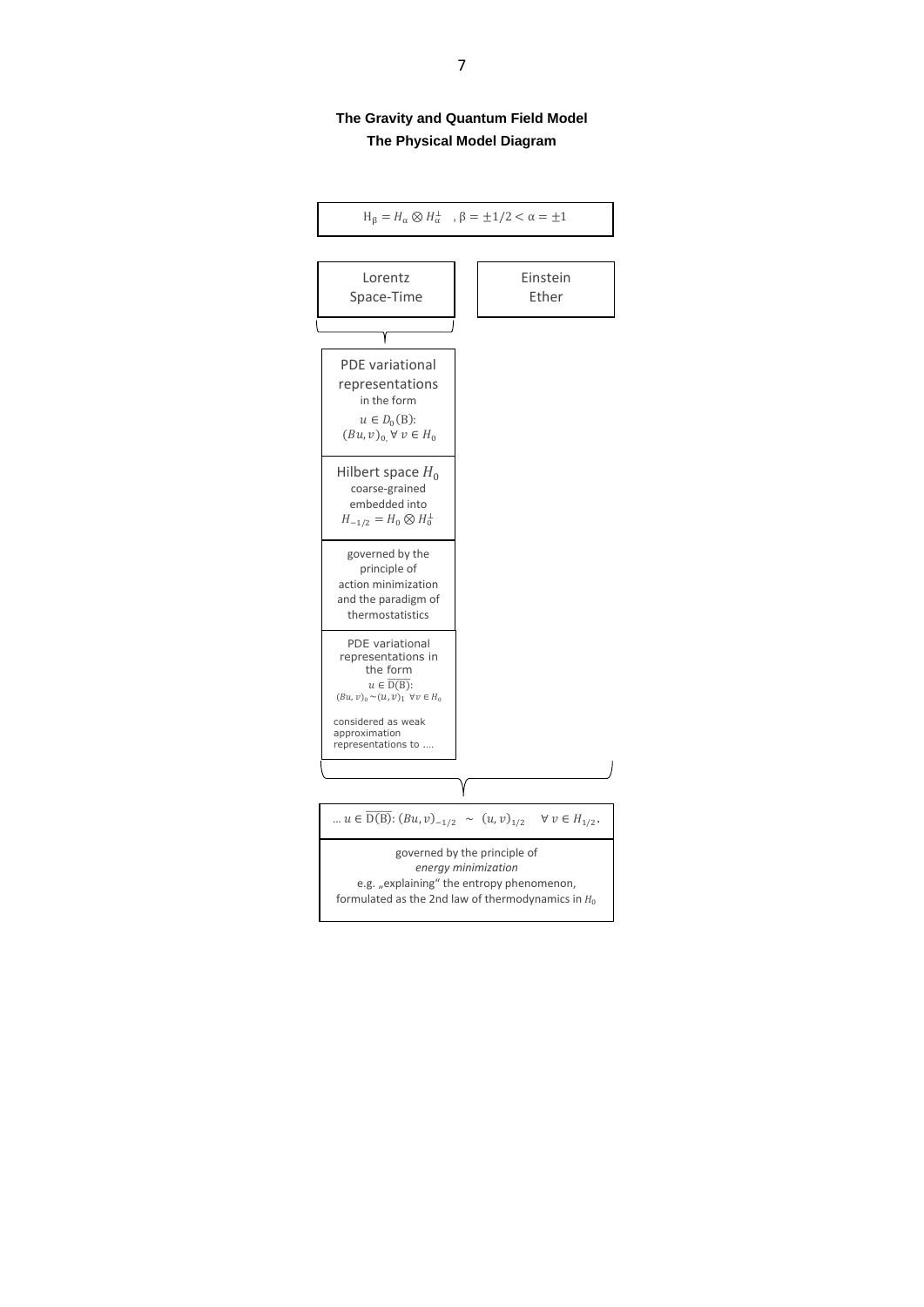**The Gravity and Quantum Field Model**

**The Physical Model Diagram**

$H_\beta = H_\alpha \otimes H_\alpha^\perp$ , $\beta = \pm 1/2 < \alpha = \pm 1$

Lorentz Space-Time

Einstein Ether

PDE variational representations in the form

$u \in D_0(B)$: $(Bu, v)_0, \forall v \in H_0$

Hilbert space $H_0$ coarse-grained embedded into $H_{-1/2} = H_0 \otimes H_0^\perp$

governed by the principle of action minimization and the paradigm of thermostatistics

PDE variational representations in the form $u \in \overline{D(B)}$: $(Bu, v)_0 \sim (u, v)_1 \;\; \forall v \in H_0$

considered as weak approximation representations to ....

... $u \in \overline{D(B)}$: $(Bu, v)_{-1/2} \sim (u, v)_{1/2} \quad \forall v \in H_{1/2}$.

governed by the principle of *energy minimization*
e.g. „explaining" the entropy phenomenon, formulated as the 2nd law of thermodynamics in $H_0$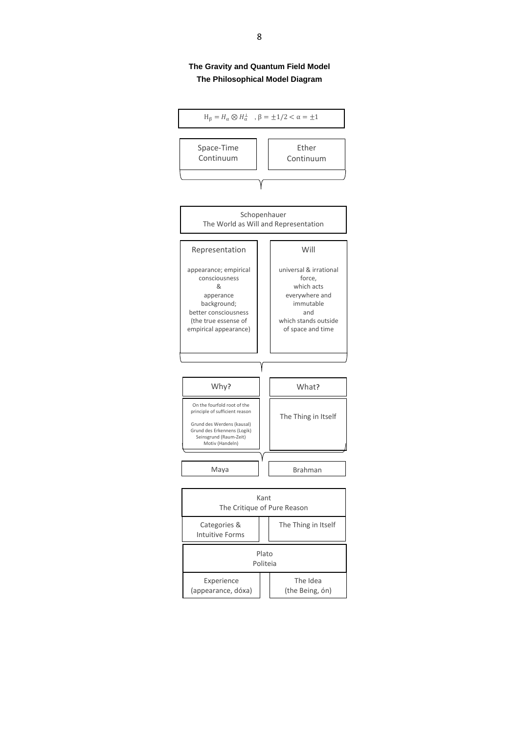**The Gravity and Quantum Field Model**

**The Philosophical Model Diagram**

$$H_\beta = H_\alpha \otimes H_\alpha^\perp \quad , \beta = \pm 1/2 < \alpha = \pm 1$$

| Space-Time Continuum | Ether Continuum |
|---|---|

| Schopenhauer<br>The World as Will and Representation | |
|---|---|
| **Representation** | **Will** |
| appearance; empirical consciousness<br>&<br>apperance background;<br>better consciousness<br>(the true essense of empirical appearance) | universal & irrational force,<br>which acts everywhere and immutable<br>and<br>which stands outside of space and time |

| Why? | What? |
|---|---|
| On the fourfold root of the principle of sufficient reason<br><br>Grund des Werdens (kausal)<br>Grund des Erkennens (Logik)<br>Seinsgrund (Raum-Zeit)<br>Motiv (Handeln) | The Thing in Itself |

| Maya | Brahman |
|---|---|

| Kant<br>The Critique of Pure Reason | |
|---|---|
| Categories & Intuitive Forms | The Thing in Itself |

| Plato<br>Politeia | |
|---|---|
| Experience<br>(appearance, dóxa) | The Idea<br>(the Being, ón) |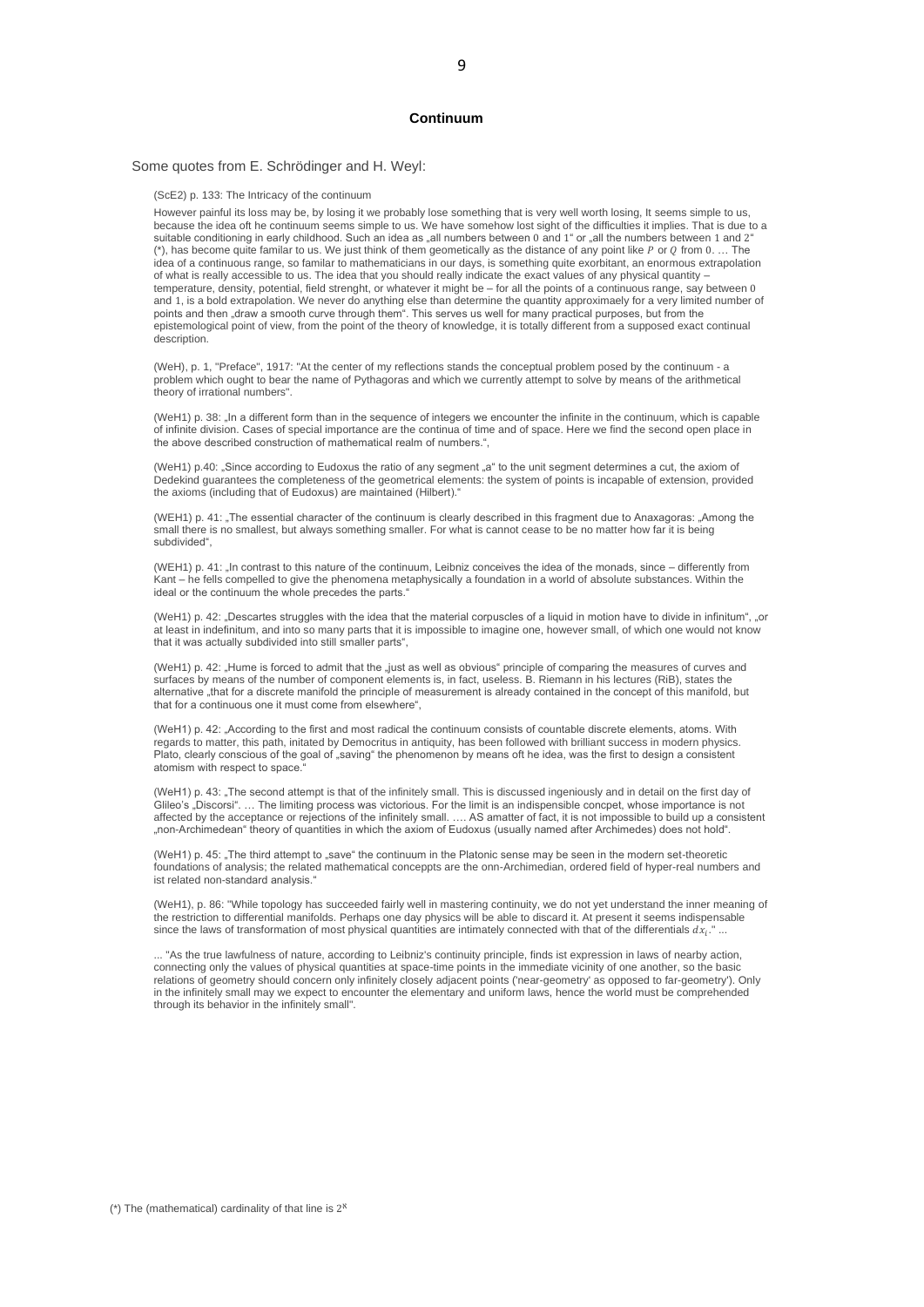# Continuum

Some quotes from E. Schrödinger and H. Weyl:

(ScE2) p. 133: The Intricacy of the continuum

However painful its loss may be, by losing it we probably lose something that is very well worth losing, It seems simple to us, because the idea oft he continuum seems simple to us. We have somehow lost sight of the difficulties it implies. That is due to a suitable conditioning in early childhood. Such an idea as „all numbers between $0$ and $1$" or „all the numbers between $1$ and $2$" (*), has become familar to us. We just think of them geometically as the distance of any point like $P$ or $Q$ from $0$. … The idea of a continuous range, so familar to mathematicians in our days, is something quite exorbitant, an enormous extrapolation of what is really accessible to us. The idea that you should really indicate the exact values of any physical quantity – temperature, density, potential, field strenght, or whatever it might be – for all the points of a continuous range, say between $0$ and $1$, is a bold extrapolation. We never do anything else than determine the quantity approximaely for a very limited number of points and then „draw a smooth curve through them". This serves us well for many practical purposes, but from the epistemological point of view, from the point of the theory of knowledge, it is totally different from a supposed exact continual description.

(WeH), p. 1, "Preface", 1917: "At the center of my reflections stands the conceptual problem posed by the continuum - a problem which ought to bear the name of Pythagoras and which we currently attempt to solve by means of the arithmetical theory of irrational numbers".

(WeH1) p. 38: „In a different form than in the sequence of integers we encounter the infinite in the continuum, which is capable of infinite division. Cases of special importance are the continua of time and of space. Here we find the second open place in the above described construction of mathematical realm of numbers.",

(WeH1) p.40: „Since according to Eudoxus the ratio of any segment „a" to the unit segment determines a cut, the axiom of Dedekind guarantees the completeness of the geometrical elements: the system of points is incapable of extension, provided the axioms (including that of Eudoxus) are maintained (Hilbert)."

(WEH1) p. 41: „The essential character of the continuum is clearly described in this fragment due to Anaxagoras: „Among the small there is no smallest, but always something smaller. For what is cannot cease to be no matter how far it is being subdivided",

(WEH1) p. 41: „In contrast to this nature of the continuum, Leibniz conceives the idea of the monads, since – differently from Kant – he fells compelled to give the phenomena metaphysically a foundation in a world of absolute substances. Within the ideal or the continuum the whole precedes the parts."

(WeH1) p. 42: „Descartes struggles with the idea that the material corpuscles of a liquid in motion have to divide in infinitum", „or at least in indefinitum, and into so many parts that it is impossible to imagine one, however small, of which one would not know that it was actually subdivided into still smaller parts",

(WeH1) p. 42: „Hume is forced to admit that the „just as well as obvious" principle of comparing the measures of curves and surfaces by means of the number of component elements is, in fact, useless. B. Riemann in his lectures (RiB), states the alternative „that for a discrete manifold the principle of measurement is already contained in the concept of this manifold, but that for a continuous one it must come from elsewhere",

(WeH1) p. 42: „According to the first and most radical the continuum consists of countable discrete elements, atoms. With regards to matter, this path, initated by Democritus in antiquity, has been followed with brilliant success in modern physics. Plato, clearly conscious of the goal of „saving" the phenomenon by means oft he idea, was the first to design a consistent atomism with respect to space."

(WeH1) p. 43: „The second attempt is that of the infinitely small. This is discussed ingeniously and in detail on the first day of Glileo's „Discorsi". … The limiting process was victorious. For the limit is an indispensible concpet, whose importance is not affected by the acceptance or rejections of the infinitely small. …. AS amatter of fact, it is not impossible to build up a consistent „non-Archimedean" theory of quantities in which the axiom of Eudoxus (usually named after Archimedes) does not hold".

(WeH1) p. 45: „The third attempt to „save" the continuum in the Platonic sense may be seen in the modern set-theoretic foundations of analysis; the related mathematical conceppts are the onn-Archimedian, ordered field of hyper-real numbers and ist related non-standard analysis."

(WeH1), p. 86: "While topology has succeeded fairly well in mastering continuity, we do not yet understand the inner meaning of the restriction to differential manifolds. Perhaps one day physics will be able to discard it. At present it seems indispensable since the laws of transformation of most physical quantities are intimately connected with that of the differentials $dx_i$." ...

... "As the true lawfulness of nature, according to Leibniz's continuity principle, finds ist expression in laws of nearby action, connecting only the values of physical quantities at space-time points in the immediate vicinity of one another, so the basic relations of geometry should concern only infinitely closely adjacent points ('near-geometry' as opposed to far-geometry'). Only in the infinitely small may we expect to encounter the elementary and uniform laws, hence the world must be comprehended through its behavior in the infinitely small".

(*) The (mathematical) cardinality of that line is $2^{\aleph}$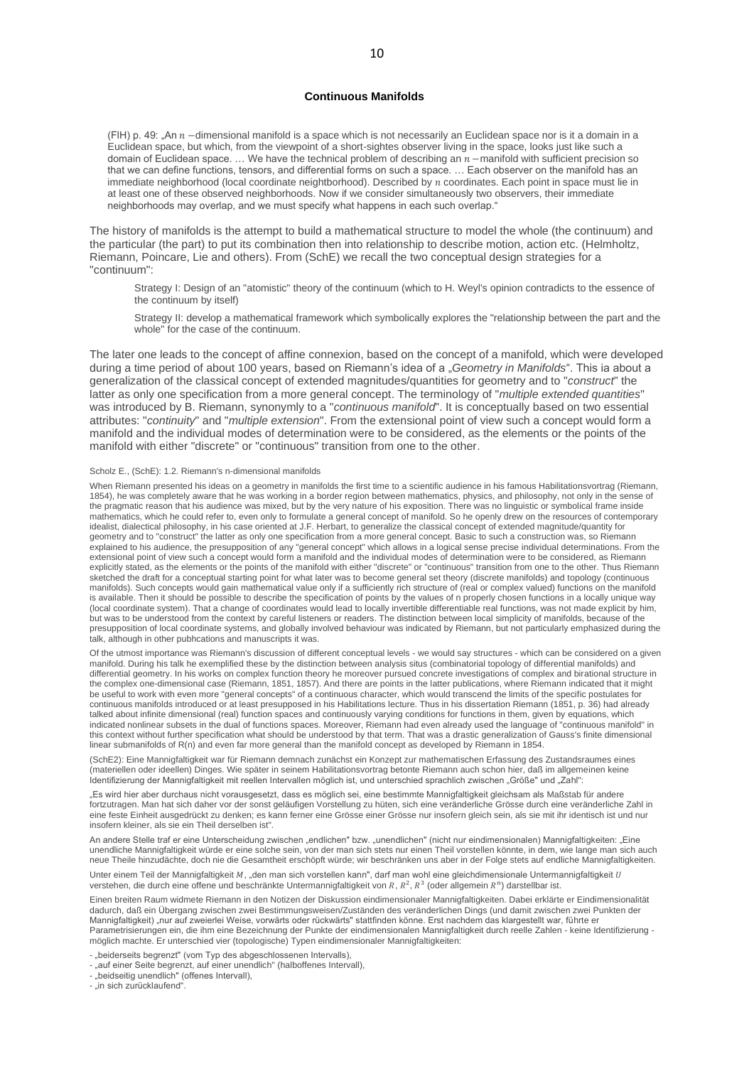## Continuous Manifolds

(FlH) p. 49: „An $n$ −dimensional manifold is a space which is not necessarily an Euclidean space nor is it a domain in a Euclidean space, but which, from the viewpoint of a short-sightes observer living in the space, looks just like such a domain of Euclidean space. … We have the technical problem of describing an $n$ −manifold with sufficient precision so that we can define functions, tensors, and differential forms on such a space. … Each observer on the manifold has an immediate neighborhood (local coordinate neightborhood). Described by $n$ coordinates. Each point in space must lie in at least one of these observed neighborhoods. Now if we consider simultaneously two observers, their immediate neighborhoods may overlap, and we must specify what happens in each such overlap."

The history of manifolds is the attempt to build a mathematical structure to model the whole (the continuum) and the particular (the part) to put its combination then into relationship to describe motion, action etc. (Helmholtz, Riemann, Poincare, Lie and others). From (SchE) we recall the two conceptual design strategies for a "continuum":

Strategy I: Design of an "atomistic" theory of the continuum (which to H. Weyl's opinion contradicts to the essence of the continuum by itself)

Strategy II: develop a mathematical framework which symbolically explores the "relationship between the part and the whole" for the case of the continuum.

The later one leads to the concept of affine connexion, based on the concept of a manifold, which were developed during a time period of about 100 years, based on Riemann's idea of a „*Geometry in Manifolds*". This ia about a generalization of the classical concept of extended magnitudes/quantities for geometry and to "*construct*" the latter as only one specification from a more general concept. The terminology of "*multiple extended quantities*" was introduced by B. Riemann, synonymly to a "*continuous manifold*". It is conceptually based on two essential attributes: "*continuity*" and "*multiple extension*". From the extensional point of view such a concept would form a manifold and the individual modes of determination were to be considered, as the elements or the points of the manifold with either "discrete" or "continuous" transition from one to the other.

Scholz E., (SchE): 1.2. Riemann's n-dimensional manifolds

When Riemann presented his ideas on a geometry in manifolds the first time to a scientific audience in his famous Habilitationsvortrag (Riemann, 1854), he was completely aware that he was working in a border region between mathematics, physics, and philosophy, not only in the sense of the pragmatic reason that his audience was mixed, but by the very nature of his exposition. There was no linguistic or symbolical frame inside mathematics, which he could refer to, even only to formulate a general concept of manifold. So he openly drew on the resources of contemporary idealist, dialectical philosophy, in his case oriented at J.F. Herbart, to generalize the classical concept of extended magnitude/quantity for geometry and to "construct" the latter as only one specification from a more general concept. Basic to such a construction was, so Riemann explained to his audience, the presupposition of any "general concept" which allows in a logical sense precise individual determinations. From the extensional point of view such a concept would form a manifold and the individual modes of determination were to be considered, as Riemann explicitly stated, as the elements or the points of the manifold with either "discrete" or "continuous" transition from one to the other. Thus Riemann sketched the draft for a conceptual starting point for what later was to become general set theory (discrete manifolds) and topology (continuous manifolds). Such concepts would gain mathematical value only if a sufficiently rich structure of (real or complex valued) functions on the manifold is available. Then it should be possible to describe the specification of points by the values of n properly chosen functions in a locally unique way (local coordinate system). That a change of coordinates would lead to locally invertible differentiable real functions, was not made explicit by him, but was to be understood from the context by careful listeners or readers. The distinction between local simplicity of manifolds, because of the presupposition of local coordinate systems, and globally involved behaviour was indicated by Riemann, but not particularly emphasized during the talk, although in other pubhcations and manuscripts it was.

Of the utmost importance was Riemann's discussion of different conceptual levels - we would say structures - which can be considered on a given manifold. During his talk he exemplified these by the distinction between analysis situs (combinatorial topology of differential manifolds) and differential geometry. In his works on complex function theory he moreover pursued concrete investigations of complex and birational structure in the complex one-dimensional case (Riemann, 1851, 1857). And there are points in the latter publications, where Riemann indicated that it might be useful to work with even more "general concepts" of a continuous character, which would transcend the limits of the specific postulates for continuous manifolds introduced or at least presupposed in his Habilitations lecture. Thus in his dissertation Riemann (1851, p. 36) had already talked about infinite dimensional (real) function spaces and continuously varying conditions for functions in them, given by equations, which indicated nonlinear subsets in the dual of functions spaces. Moreover, Riemann had even already used the language of "continuous manifold" in this context without further specification what should be understood by that term. That was a drastic generalization of Gauss's finite dimensional linear submanifolds of R(n) and even far more general than the manifold concept as developed by Riemann in 1854.

(SchE2): Eine Mannigfaltigkeit war für Riemann demnach zunächst ein Konzept zur mathematischen Erfassung des Zustandsraumes eines (materiellen oder ideellen) Dinges. Wie später in seinem Habilitationsvortrag betonte Riemann auch schon hier, daß im allgemeinen keine Identifizierung der Mannigfaltigkeit mit reellen Intervallen möglich ist, und unterschied sprachlich zwischen „Größe" und „Zahl":

„Es wird hier aber durchaus nicht vorausgesetzt, dass es möglich sei, eine bestimmte Mannigfaltigkeit gleichsam als Maßstab für andere fortzutragen. Man hat sich daher vor der sonst geläufigen Vorstellung zu hüten, sich eine veränderliche Grösse durch eine veränderliche Zahl in eine feste Einheit ausgedrückt zu denken; es kann ferner eine Grösse einer Grösse nur insofern gleich sein, als sie mit ihr identisch ist und nur insofern kleiner, als sie ein Theil derselben ist".

An andere Stelle traf er eine Unterscheidung zwischen „endlichen" bzw. „unendlichen" (nicht nur eindimensionalen) Mannigfaltigkeiten: „Eine unendliche Mannigfaltigkeit würde er eine solche sein, von der man sich stets nur einen Theil vorstellen könnte, in dem, wie lange man sich auch neue Theile hinzudächte, doch nie die Gesamtheit erschöpft würde; wir beschränken uns aber in der Folge stets auf endliche Mannigfaltigkeiten.

Unter einem Teil der Mannigfaltigkeit $M$, „den man sich vorstellen kann", darf man wohl eine gleichdimensionale Untermannigfaltigkeit $U$ verstehen, die durch eine offene und beschränkte Untermannigfaltigkeit von $R$, $R^2$, $R^3$ (oder allgemein $R^n$) darstellbar ist.

Einen breiten Raum widmete Riemann in den Notizen der Diskussion eindimensionaler Mannigfaltigkeiten. Dabei erklärte er Eindimensionalität dadurch, daß ein Übergang zwischen zwei Bestimmungsweisen/Zuständen des veränderlichen Dings (und damit zwischen zwei Punkten der Mannigfaltigkeit) „nur auf zweierlei Weise, vorwärts oder rückwärts" stattfinden könne. Erst nachdem das klargestellt war, führte er Parametrisierungen ein, die ihm eine Bezeichnung der Punkte der eindimensionalen Mannigfaltigkeit durch reelle Zahlen - keine Identifizierung - möglich machte. Er unterschied vier (topologische) Typen eindimensionaler Mannigfaltigkeiten:

- „beiderseits begrenzt" (vom Typ des abgeschlossenen Intervalls),
- „auf einer Seite begrenzt, auf einer unendlich" (halboffenes Intervall),
- „beidseitig unendlich" (offenes Intervall),
- „in sich zurücklaufend".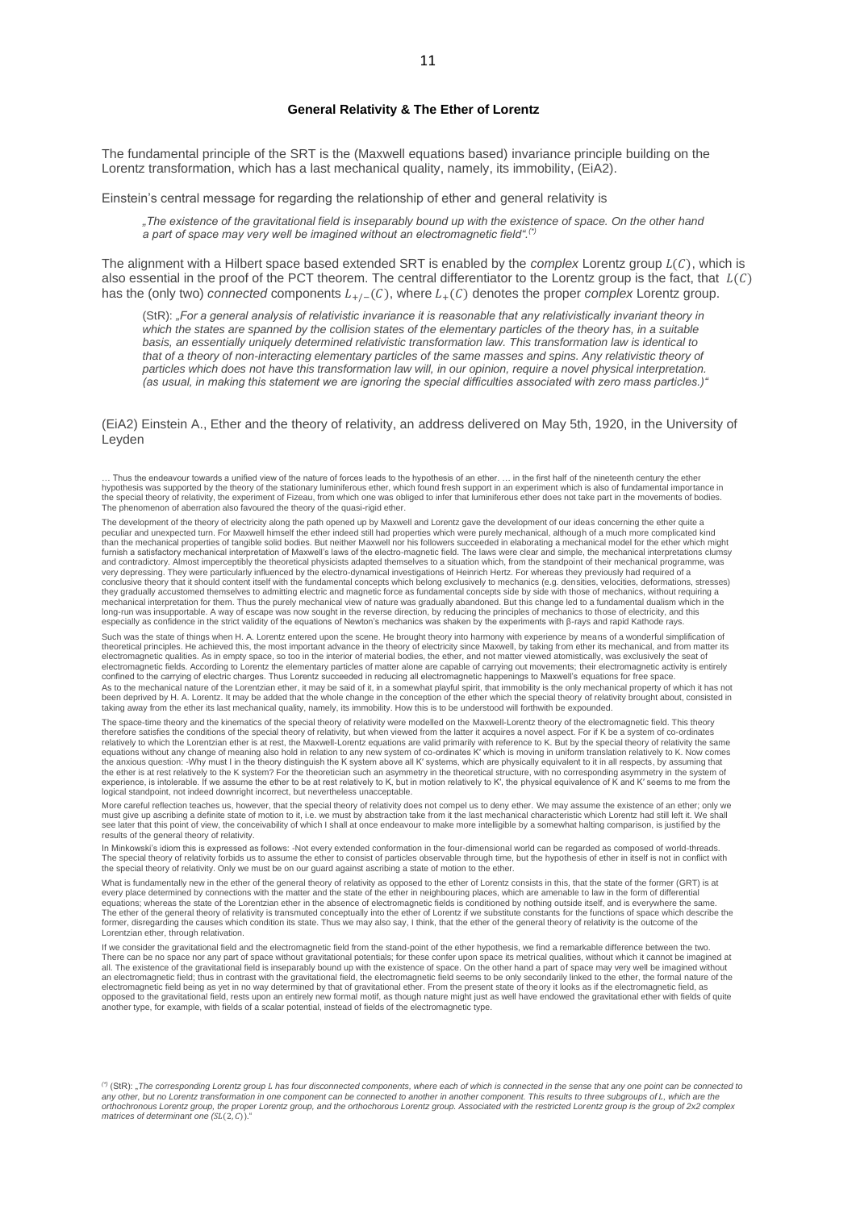### General Relativity & The Ether of Lorentz

The fundamental principle of the SRT is the (Maxwell equations based) invariance principle building on the Lorentz transformation, which has a last mechanical quality, namely, its immobility, (EiA2).

Einstein's central message for regarding the relationship of ether and general relativity is

> *„The existence of the gravitational field is inseparably bound up with the existence of space. On the other hand a part of space may very well be imagined without an electromagnetic field".(\*)*

The alignment with a Hilbert space based extended SRT is enabled by the *complex* Lorentz group $L(C)$, which is also essential in the proof of the PCT theorem. The central differentiator to the Lorentz group is the fact, that $L(C)$ has the (only two) *connected* components $L_{+/-}(C)$, where $L_{+}(C)$ denotes the proper *complex* Lorentz group.

> (StR): *„For a general analysis of relativistic invariance it is reasonable that any relativistically invariant theory in which the states are spanned by the collision states of the elementary particles of the theory has, in a suitable basis, an essentially uniquely determined relativistic transformation law. This transformation law is identical to that of a theory of non-interacting elementary particles of the same masses and spins. Any relativistic theory of particles which does not have this transformation law will, in our opinion, require a novel physical interpretation. (as usual, in making this statement we are ignoring the special difficulties associated with zero mass particles.)"*

(EiA2) Einstein A., Ether and the theory of relativity, an address delivered on May 5th, 1920, in the University of Leyden

… Thus the endeavour towards a unified view of the nature of forces leads to the hypothesis of an ether. … in the first half of the nineteenth century the ether hypothesis was supported by the theory of the stationary luminiferous ether, which found fresh support in an experiment which is also of fundamental importance in the special theory of relativity, the experiment of Fizeau, from which one was obliged to infer that luminiferous ether does not take part in the movements of bodies. The phenomenon of aberration also favoured the theory of the quasi-rigid ether.

The development of the theory of electricity along the path opened up by Maxwell and Lorentz gave the development of our ideas concerning the ether quite a peculiar and unexpected turn. For Maxwell himself the ether indeed still had properties which were purely mechanical, although of a much more complicated kind than the mechanical properties of tangible solid bodies. But neither Maxwell nor his followers succeeded in elaborating a mechanical model for the ether which might furnish a satisfactory mechanical interpretation of Maxwell's laws of the electro-magnetic field. The laws were clear and simple, the mechanical interpretations clumsy and contradictory. Almost imperceptibly the theoretical physicists adapted themselves to a situation which, from the standpoint of their mechanical programme, was very depressing. They were particularly influenced by the electro-dynamical investigations of Heinrich Hertz. For whereas they previously had required of a conclusive theory that it should content itself with the fundamental concepts which belong exclusively to mechanics (e.g. densities, velocities, deformations, stresses) they gradually accustomed themselves to admitting electric and magnetic force as fundamental concepts side by side with those of mechanics, without requiring a mechanical interpretation for them. Thus the purely mechanical view of nature was gradually abandoned. But this change led to a fundamental dualism which in the long-run was insupportable. A way of escape was now sought in the reverse direction, by reducing the principles of mechanics to those of electricity, and this especially as confidence in the strict validity of the equations of Newton's mechanics was shaken by the experiments with β-rays and rapid Kathode rays.

Such was the state of things when H. A. Lorentz entered upon the scene. He brought theory into harmony with experience by means of a wonderful simplification of theoretical principles. He achieved this, the most important advance in the theory of electricity since Maxwell, by taking from ether its mechanical, and from matter its electromagnetic qualities. As in empty space, so too in the interior of material bodies, the ether, and not matter viewed atomistically, was exclusively the seat of electromagnetic fields. According to Lorentz the elementary particles of matter alone are capable of carrying out movements; their electromagnetic activity is entirely confined to the carrying of electric charges. Thus Lorentz succeeded in reducing all electromagnetic happenings to Maxwell's equations for free space.
As to the mechanical nature of the Lorentzian ether, it may be said of it, in a somewhat playful spirit, that immobility is the only mechanical property of which it has not been deprived by H. A. Lorentz. It may be added that the whole change in the conception of the ether which the special theory of relativity brought about, consisted in taking away from the ether its last mechanical quality, namely, its immobility. How this is to be understood will forthwith be expounded.

The space-time theory and the kinematics of the special theory of relativity were modelled on the Maxwell-Lorentz theory of the electromagnetic field. This theory therefore satisfies the conditions of the special theory of relativity, but when viewed from the latter it acquires a novel aspect. For if K be a system of co-ordinates relatively to which the Lorentzian ether is at rest, the Maxwell-Lorentz equations are valid primarily with reference to K. But by the special theory of relativity the same equations without any change of meaning also hold in relation to any new system of co-ordinates K′ which is moving in uniform translation relatively to K. Now comes the anxious question: -Why must I in the theory distinguish the K system above all K′ systems, which are physically equivalent to it in all respects, by assuming that the ether is at rest relatively to the K system? For the theoretician such an asymmetry in the theoretical structure, with no corresponding asymmetry in the system of experience, is intolerable. If we assume the ether to be at rest relatively to K, but in motion relatively to K′, the physical equivalence of K and K′ seems to me from the logical standpoint, not indeed downright incorrect, but nevertheless unacceptable.

More careful reflection teaches us, however, that the special theory of relativity does not compel us to deny ether. We may assume the existence of an ether; only we must give up ascribing a definite state of motion to it, i.e. we must by abstraction take from it the last mechanical characteristic which Lorentz had still left it. We shall see later that this point of view, the conceivability of which I shall at once endeavour to make more intelligible by a somewhat halting comparison, is justified by the results of the general theory of relativity.

In Minkowski's idiom this is expressed as follows: -Not every extended conformation in the four-dimensional world can be regarded as composed of world-threads. The special theory of relativity forbids us to assume the ether to consist of particles observable through time, but the hypothesis of ether in itself is not in conflict with the special theory of relativity. Only we must be on our guard against ascribing a state of motion to the ether.

What is fundamentally new in the ether of the general theory of relativity as opposed to the ether of Lorentz consists in this, that the state of the former (GRT) is at every place determined by connections with the matter and the state of the ether in neighbouring places, which are amenable to law in the form of differential equations; whereas the state of the Lorentzian ether in the absence of electromagnetic fields is conditioned by nothing outside itself, and is everywhere the same. The ether of the general theory of relativity is transmuted conceptually into the ether of Lorentz if we substitute constants for the functions of space which describe the former, disregarding the causes which condition its state. Thus we may also say, I think, that the ether of the general theory of relativity is the outcome of the Lorentzian ether, through relativation.

If we consider the gravitational field and the electromagnetic field from the stand-point of the ether hypothesis, we find a remarkable difference between the two. There can be no space nor any part of space without gravitational potentials; for these confer upon space its metrical qualities, without which it cannot be imagined at all. The existence of the gravitational field is inseparably bound up with the existence of space. On the other hand a part of space may very well be imagined without an electromagnetic field; thus in contrast with the gravitational field, the electromagnetic field seems to be only secondarily linked to the ether, the formal nature of the electromagnetic field being as yet in no way determined by that of gravitational ether. From the present state of theory it looks as if the electromagnetic field, as opposed to the gravitational field, rests upon an entirely new formal motif, as though nature might just as well have endowed the gravitational ether with fields of quite another type, for example, with fields of a scalar potential, instead of fields of the electromagnetic type.

(\*) (StR): *„The corresponding Lorentz group L has four disconnected components, where each of which is connected in the sense that any one point can be connected to any other, but no Lorentz transformation in one component can be connected to another in another component. This results to three subgroups of L, which are the orthochronous Lorentz group, the proper Lorentz group, and the orthochronous Lorentz group. Associated with the restricted Lorentz group is the group of 2x2 complex matrices of determinant one ($SL(2,C)$)."*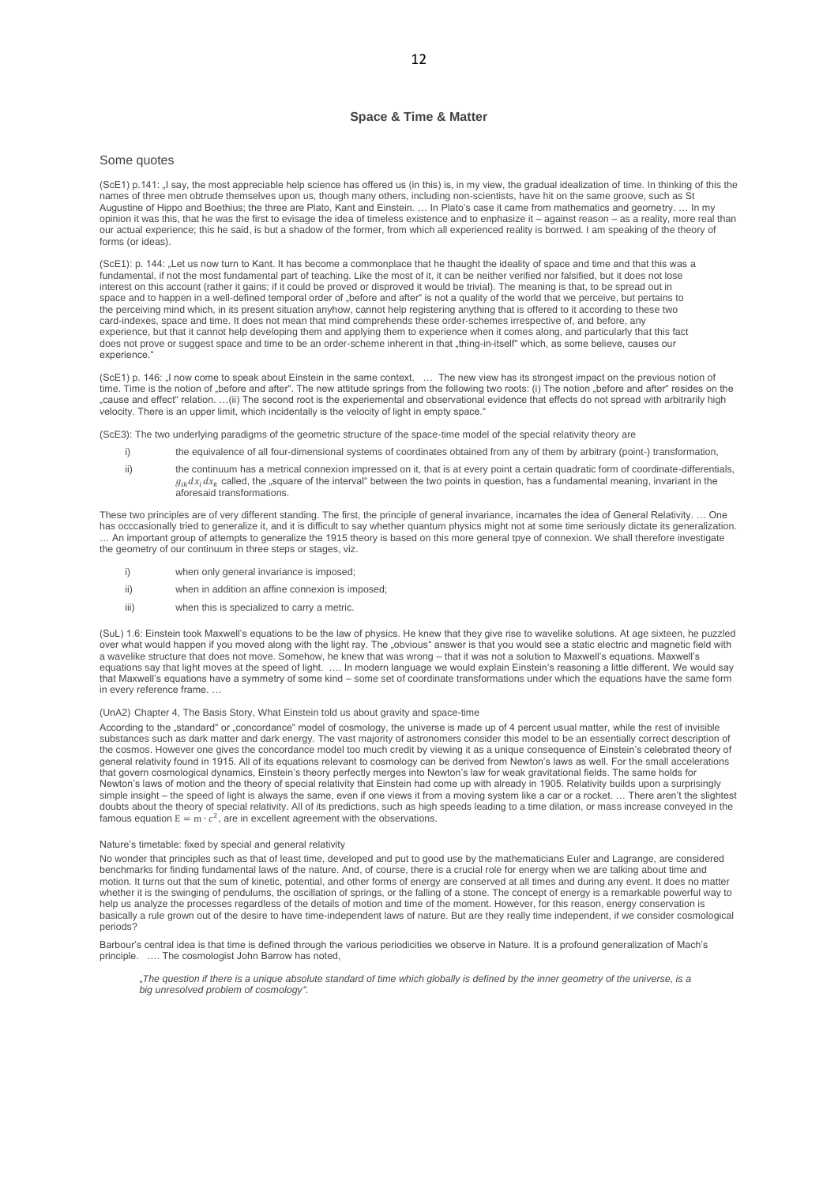## Space & Time & Matter

### Some quotes

(ScE1) p.141: „I say, the most appreciable help science has offered us (in this) is, in my view, the gradual idealization of time. In thinking of this the names of three men obtrude themselves upon us, though many others, including non-scientists, have hit on the same groove, such as St Augustine of Hippo and Boethius; the three are Plato, Kant and Einstein. … In Plato's case it came from mathematics and geometry. … In my opinion it was this, that he was the first to evisage the idea of timeless existence and to enphasize it – against reason – as a reality, more real than our actual experience; this he said, is but a shadow of the former, from which all experienced reality is borrwed. I am speaking of the theory of forms (or ideas).

(ScE1): p. 144: „Let us now turn to Kant. It has become a commonplace that he thaught the ideality of space and time and that this was a fundamental, if not the most fundamental part of teaching. Like the most of it, it can be neither verified nor falsified, but it does not lose interest on this account (rather it gains; if it could be proved or disproved it would be trivial). The meaning is that, to be spread out in space and to happen in a well-defined temporal order of „before and after" is not a quality of the world that we perceive, but pertains to the perceiving mind which, in its present situation anyhow, cannot help registering anything that is offered to it according to these two card-indexes, space and time. It does not mean that mind comprehends these order-schemes irrespective of, and before, any experience, but that it cannot help developing them and applying them to experience when it comes along, and particularly that this fact does not prove or suggest space and time to be an order-scheme inherent in that „thing-in-itself" which, as some believe, causes our experience."

(ScE1) p. 146: „I now come to speak about Einstein in the same context. … The new view has its strongest impact on the previous notion of time. Time is the notion of „before and after". The new attitude springs from the following two roots: (i) The notion „before and after" resides on the „cause and effect" relation. …(ii) The second root is the experiemental and observational evidence that effects do not spread with arbitrarily high velocity. There is an upper limit, which incidentally is the velocity of light in empty space."

(ScE3): The two underlying paradigms of the geometric structure of the space-time model of the special relativity theory are

i) the equivalence of all four-dimensional systems of coordinates obtained from any of them by arbitrary (point-) transformation,

ii) the continuum has a metrical connexion impressed on it, that is at every point a certain quadratic form of coordinate-differentials, $g_{ik}dx_i dx_k$ called, the „square of the interval" between the two points in question, has a fundamental meaning, invariant in the aforesaid transformations.

These two principles are of very different standing. The first, the principle of general invariance, incarnates the idea of General Relativity. … One has occcasionally tried to generalize it, and it is difficult to say whether quantum physics might not at some time seriously dictate its generalization. … An important group of attempts to generalize the 1915 theory is based on this more general tpye of connexion. We shall therefore investigate the geometry of our continuum in three steps or stages, viz.

i) when only general invariance is imposed;

ii) when in addition an affine connexion is imposed;

iii) when this is specialized to carry a metric.

(SuL) 1.6: Einstein took Maxwell's equations to be the law of physics. He knew that they give rise to wavelike solutions. At age sixteen, he puzzled over what would happen if you moved along with the light ray. The „obvious" answer is that you would see a static electric and magnetic field with a wavelike structure that does not move. Somehow, he knew that was wrong – that it was not a solution to Maxwell's equations. Maxwell's equations say that light moves at the speed of light. …. In modern language we would explain Einstein's reasoning a little different. We would say that Maxwell's equations have a symmetry of some kind – some set of coordinate transformations under which the equations have the same form in every reference frame. …

(UnA2) Chapter 4, The Basis Story, What Einstein told us about gravity and space-time

According to the „standard" or „concordance" model of cosmology, the universe is made up of 4 percent usual matter, while the rest of invisible substances such as dark matter and dark energy. The vast majority of astronomers consider this model to be an essentially correct description of the cosmos. However one gives the concordance model too much credit by viewing it as a unique consequence of Einstein's celebrated theory of general relativity found in 1915. All of its equations relevant to cosmology can be derived from Newton's laws as well. For the same accelerations that govern cosmological dynamics, Einstein's theory perfectly merges into Newton's law for weak gravitational fields. The same holds for Newton's laws of motion and the theory of special relativity that Einstein had come up with already in 1905. Relativity builds upon a surprisingly simple insight – the speed of light is always the same, even if one views it from a moving system like a car or a rocket. … There aren't the slightest doubts about the theory of special relativity. All of its predictions, such as high speeds leading to a time dilation, or mass increase conveyed in the famous equation $E = m \cdot c^2$, are in excellent agreement with the observations.

Nature's timetable: fixed by special and general relativity

No wonder that principles such as that of least time, developed and put to good use by the mathematicians Euler and Lagrange, are considered benchmarks for finding fundamental laws of the nature. And, of course, there is a crucial role for energy when we are talking about time and motion. It turns out that the sum of kinetic, potential, and other forms of energy are conserved at all times and during any event. It does no matter whether it is the swinging of pendulums, the oscillation of springs, or the falling of a stone. The concept of energy is a remarkable powerful way to help us analyze the processes regardless of the details of motion and time of the moment. However, for this reason, energy conservation is basically a rule grown out of the desire to have time-independent laws of nature. But are they really time independent, if we consider cosmological periods?

Barbour's central idea is that time is defined through the various periodicities we observe in Nature. It is a profound generalization of Mach's principle. …. The cosmologist John Barrow has noted,

*„The question if there is a unique absolute standard of time which globally is defined by the inner geometry of the universe, is a big unresolved problem of cosmology".*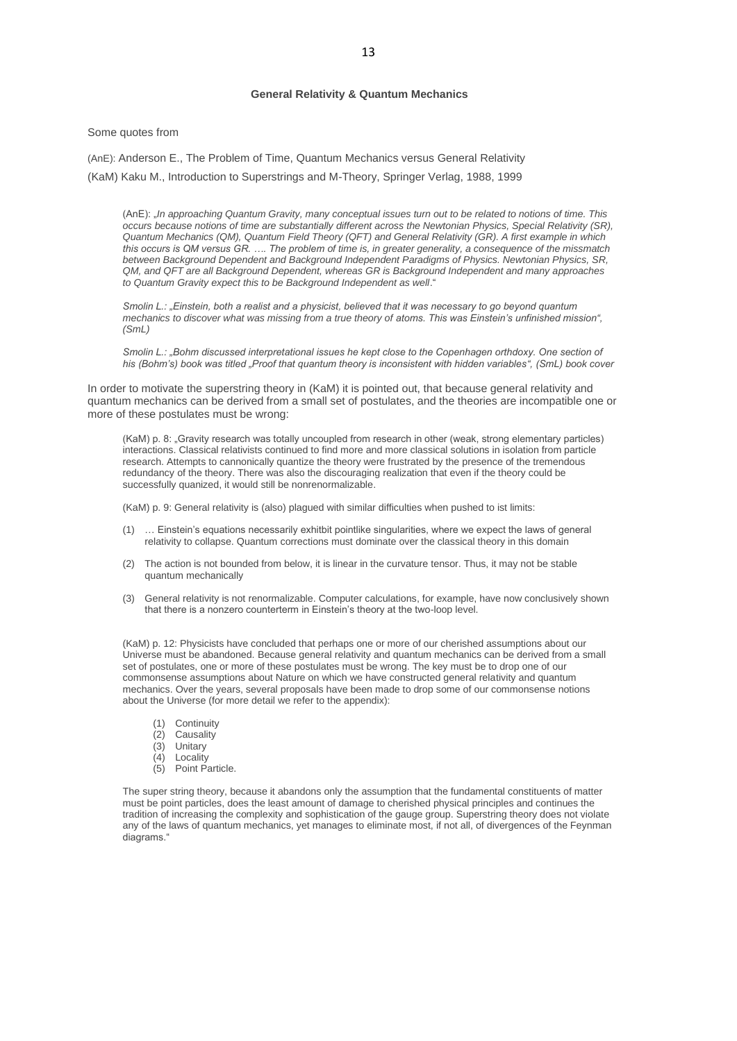**General Relativity & Quantum Mechanics**

Some quotes from

(AnE): Anderson E., The Problem of Time, Quantum Mechanics versus General Relativity

(KaM) Kaku M., Introduction to Superstrings and M-Theory, Springer Verlag, 1988, 1999

> (AnE): „*In approaching Quantum Gravity, many conceptual issues turn out to be related to notions of time. This occurs because notions of time are substantially different across the Newtonian Physics, Special Relativity (SR), Quantum Mechanics (QM), Quantum Field Theory (QFT) and General Relativity (GR). A first example in which this occurs is QM versus GR. …. The problem of time is, in greater generality, a consequence of the missmatch between Background Dependent and Background Independent Paradigms of Physics. Newtonian Physics, SR, QM, and QFT are all Background Dependent, whereas GR is Background Independent and many approaches to Quantum Gravity expect this to be Background Independent as well*."
>
> *Smolin L.: „Einstein, both a realist and a physicist, believed that it was necessary to go beyond quantum mechanics to discover what was missing from a true theory of atoms. This was Einstein's unfinished mission", (SmL)*
>
> *Smolin L.: „Bohm discussed interpretational issues he kept close to the Copenhagen orthdoxy. One section of his (Bohm's) book was titled „Proof that quantum theory is inconsistent with hidden variables", (SmL) book cover*

In order to motivate the superstring theory in (KaM) it is pointed out, that because general relativity and quantum mechanics can be derived from a small set of postulates, and the theories are incompatible one or more of these postulates must be wrong:

> (KaM) p. 8: „Gravity research was totally uncoupled from research in other (weak, strong elementary particles) interactions. Classical relativists continued to find more and more classical solutions in isolation from particle research. Attempts to cannonically quantize the theory were frustrated by the presence of the tremendous redundancy of the theory. There was also the discouraging realization that even if the theory could be successfully quanized, it would still be nonrenormalizable.
>
> (KaM) p. 9: General relativity is (also) plagued with similar difficulties when pushed to ist limits:
>
> (1) … Einstein's equations necessarily exhitbit pointlike singularities, where we expect the laws of general relativity to collapse. Quantum corrections must dominate over the classical theory in this domain
> (2) The action is not bounded from below, it is linear in the curvature tensor. Thus, it may not be stable quantum mechanically
> (3) General relativity is not renormalizable. Computer calculations, for example, have now conclusively shown that there is a nonzero counterterm in Einstein's theory at the two-loop level.
>
> (KaM) p. 12: Physicists have concluded that perhaps one or more of our cherished assumptions about our Universe must be abandoned. Because general relativity and quantum mechanics can be derived from a small set of postulates, one or more of these postulates must be wrong. The key must be to drop one of our commonsense assumptions about Nature on which we have constructed general relativity and quantum mechanics. Over the years, several proposals have been made to drop some of our commonsense notions about the Universe (for more detail we refer to the appendix):
>
> (1) Continuity
> (2) Causality
> (3) Unitary
> (4) Locality
> (5) Point Particle.
>
> The super string theory, because it abandons only the assumption that the fundamental constituents of matter must be point particles, does the least amount of damage to cherished physical principles and continues the tradition of increasing the complexity and sophistication of the gauge group. Superstring theory does not violate any of the laws of quantum mechanics, yet manages to eliminate most, if not all, of divergences of the Feynman diagrams."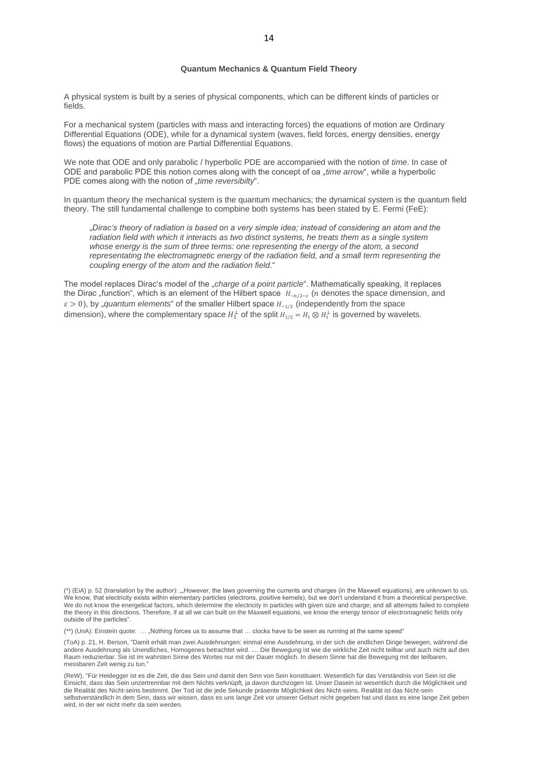### Quantum Mechanics & Quantum Field Theory

A physical system is built by a series of physical components, which can be different kinds of particles or fields.

For a mechanical system (particles with mass and interacting forces) the equations of motion are Ordinary Differential Equations (ODE), while for a dynamical system (waves, field forces, energy densities, energy flows) the equations of motion are Partial Differential Equations.

We note that ODE and only parabolic / hyperbolic PDE are accompanied with the notion of *time*. In case of ODE and parabolic PDE this notion comes along with the concept of oa „*time arrow*", while a hyperbolic PDE comes along with the notion of „*time reversibilty*".

In quantum theory the mechanical system is the quantum mechanics; the dynamical system is the quantum field theory. The still fundamental challenge to compbine both systems has been stated by E. Fermi (FeE):

> „*Dirac's theory of radiation is based on a very simple idea; instead of considering an atom and the radiation field with which it interacts as two distinct systems, he treats them as a single system whose energy is the sum of three terms: one representing the energy of the atom, a second representating the electromagnetic energy of the radiation field, and a small term representing the coupling energy of the atom and the radiation field*."

The model replaces Dirac's model of the „*charge of a point particle*". Mathematically speaking, it replaces the Dirac „function", which is an element of the Hilbert space $H_{-n/2-\varepsilon}$ ($n$ denotes the space dimension, and $\varepsilon > 0$), by „*quantum elements*" of the smaller Hilbert space $H_{-1/2}$ (independently from the space dimension), where the complementary space $H_1^{\perp}$ of the split $H_{1/2} = H_1 \otimes H_1^{\perp}$ is governed by wavelets.

(*) (EiA) p. 52 (translation by the author): „„However, the laws governing the currents and charges (in the Maxwell equations), are unknown to us. We know, that electricity exists within elementary particles (electrons, positive kernels), but we don't understand it from a theoretical perspective. We do not know the energetical factors, which determine the electricity in particles with given size and charge; and all attempts failed to complete the theory in this directions. Therefore, if at all we can built on the Maxwell equations, we know the energy tensor of electromagnetic fields only outside of the particles".

(**) (UnA): Einstein quote: … „Nothing forces us to assume that … clocks have to be seen as running at the same speed"

(ToA) p. 21, H. Berson, "Damit erhält man zwei Ausdehnungen: einmal eine Ausdehnung, in der sich die endlichen Dinge bewegen, während die andere Ausdehnung als Unendliches, Homogenes betrachtet wird. .... Die Bewegung ist wie die wirkliche Zeit nicht teilbar und auch nicht auf den Raum reduzierbar. Sie ist im wahrsten Sinne des Wortes nur mit der Dauer möglich. In diesem Sinne hat die Bewegung mit der teilbaren, messbaren Zeit wenig zu tun."

(ReW), "Für Heidegger ist es die Zeit, die das Sein und damit den Sinn von Sein konstituiert. Wesentlich für das Verständnis von Sein ist die Einsicht, dass das Sein unzertrennbar mit dem Nichts verknüpft, ja davon durchzogen ist. Unser Dasein ist wesentlich durch die Möglichkeit und die Realität des Nicht-seins bestimmt. Der Tod ist die jede Sekunde präsente Möglichkeit des Nicht-seins. Realität ist das Nicht-sein selbstverständlich in dem Sinn, dass wir wissen, dass es uns lange Zeit vor unserer Geburt nicht gegeben hat und dass es eine lange Zeit geben wird, in der wir nicht mehr da sein werden.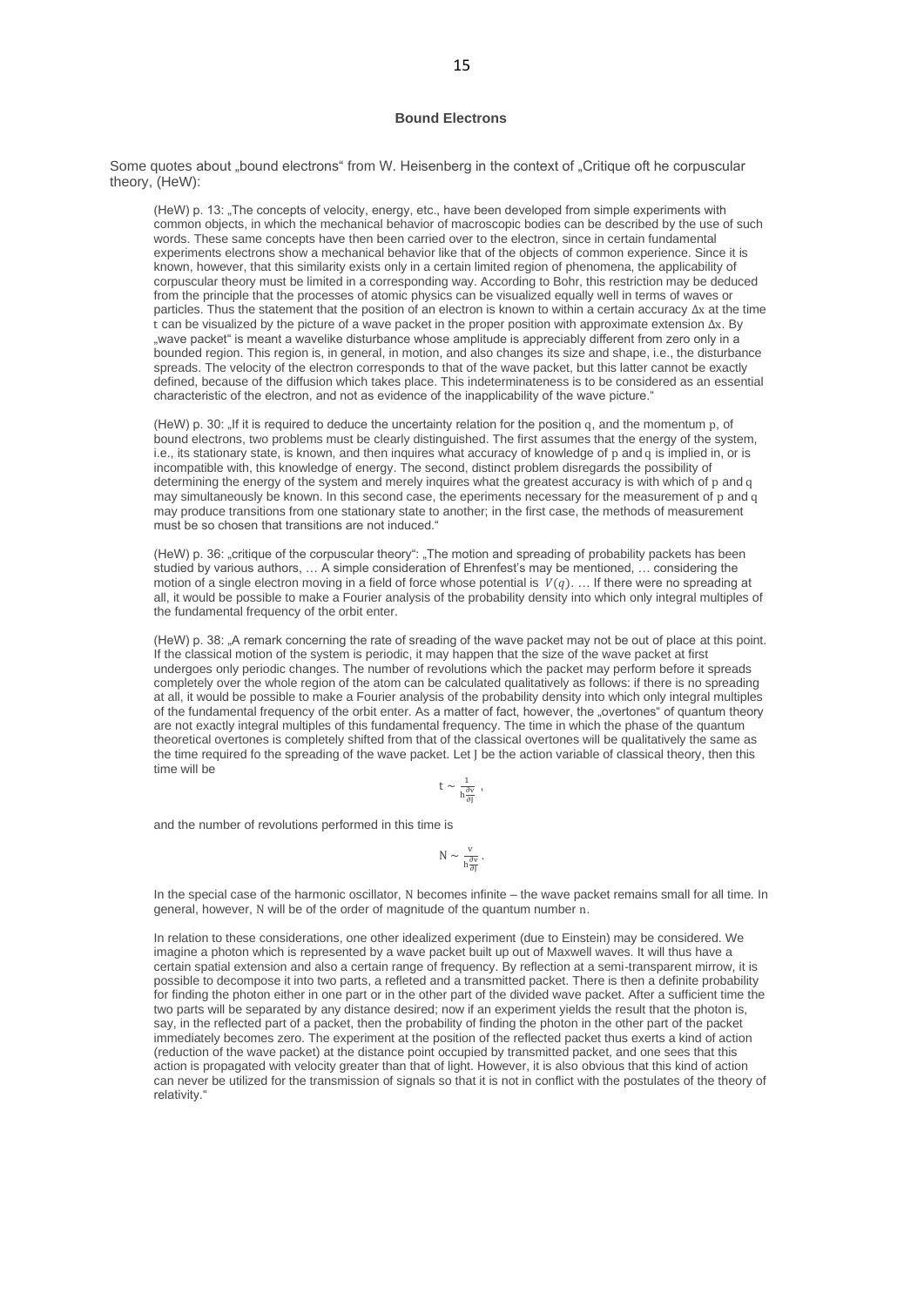### Bound Electrons

Some quotes about „bound electrons" from W. Heisenberg in the context of „Critique oft he corpuscular theory, (HeW):

> (HeW) p. 13: „The concepts of velocity, energy, etc., have been developed from simple experiments with common objects, in which the mechanical behavior of macroscopic bodies can be described by the use of such words. These same concepts have then been carried over to the electron, since in certain fundamental experiments electrons show a mechanical behavior like that of the objects of common experience. Since it is known, however, that this similarity exists only in a certain limited region of phenomena, the applicability of corpuscular theory must be limited in a corresponding way. According to Bohr, this restriction may be deduced from the principle that the processes of atomic physics can be visualized equally well in terms of waves or particles. Thus the statement that the position of an electron is known to within a certain accuracy $\Delta x$ at the time $t$ can be visualized by the picture of a wave packet in the proper position with approximate extension $\Delta x$. By „wave packet" is meant a wavelike disturbance whose amplitude is appreciably different from zero only in a bounded region. This region is, in general, in motion, and also changes its size and shape, i.e., the disturbance spreads. The velocity of the electron corresponds to that of the wave packet, but this latter cannot be exactly defined, because of the diffusion which takes place. This indeterminateness is to be considered as an essential characteristic of the electron, and not as evidence of the inapplicability of the wave picture."
>
> (HeW) p. 30: „If it is required to deduce the uncertainty relation for the position $q$, and the momentum $p$, of bound electrons, two problems must be clearly distinguished. The first assumes that the energy of the system, i.e., its stationary state, is known, and then inquires what accuracy of knowledge of $p$ and $q$ is implied in, or is incompatible with, this knowledge of energy. The second, distinct problem disregards the possibility of determining the energy of the system and merely inquires what the greatest accuracy is with which of $p$ and $q$ may simultaneously be known. In this second case, the eperiments necessary for the measurement of $p$ and $q$ may produce transitions from one stationary state to another; in the first case, the methods of measurement must be so chosen that transitions are not induced."
>
> (HeW) p. 36: „critique of the corpuscular theory": „The motion and spreading of probability packets has been studied by various authors, … A simple consideration of Ehrenfest's may be mentioned, … considering the motion of a single electron moving in a field of force whose potential is $V(q)$. … If there were no spreading at all, it would be possible to make a Fourier analysis of the probability density into which only integral multiples of the fundamental frequency of the orbit enter.
>
> (HeW) p. 38: „A remark concerning the rate of sreading of the wave packet may not be out of place at this point. If the classical motion of the system is periodic, it may happen that the size of the wave packet at first undergoes only periodic changes. The number of revolutions which the packet may perform before it spreads completely over the whole region of the atom can be calculated qualitatively as follows: if there is no spreading at all, it would be possible to make a Fourier analysis of the probability density into which only integral multiples of the fundamental frequency of the orbit enter. As a matter of fact, however, the „overtones" of quantum theory are not exactly integral multiples of this fundamental frequency. The time in which the phase of the quantum theoretical overtones is completely shifted from that of the classical overtones will be qualitatively the same as the time required fo the spreading of the wave packet. Let $J$ be the action variable of classical theory, then this time will be
>
> $$t \sim \frac{1}{h\frac{\partial \nu}{\partial J}} ,$$
>
> and the number of revolutions performed in this time is
>
> $$N \sim \frac{\nu}{h\frac{\partial \nu}{\partial J}} .$$
>
> In the special case of the harmonic oscillator, $N$ becomes infinite – the wave packet remains small for all time. In general, however, $N$ will be of the order of magnitude of the quantum number $n$.
>
> In relation to these considerations, one other idealized experiment (due to Einstein) may be considered. We imagine a photon which is represented by a wave packet built up out of Maxwell waves. It will thus have a certain spatial extension and also a certain range of frequency. By reflection at a semi-transparent mirror, it is possible to decompose it into two parts, a refleted and a transmitted packet. There is then a definite probability for finding the photon either in one part or in the other part of the divided wave packet. After a sufficient time the two parts will be separated by any distance desired; now if an experiment yields the result that the photon is, say, in the reflected part of a packet, then the probability of finding the photon in the other part of the packet immediately becomes zero. The experiment at the position of the reflected packet thus exerts a kind of action (reduction of the wave packet) at the distance point occupied by transmitted packet, and one sees that this action is propagated with velocity greater than that of light. However, it is also obvious that this kind of action can never be utilized for the transmission of signals so that it is not in conflict with the postulates of the theory of relativity."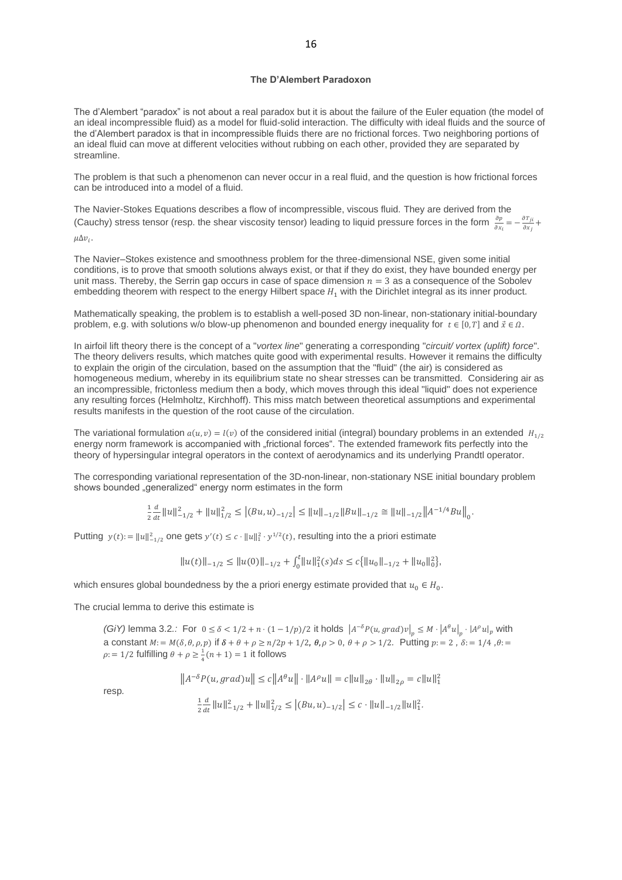### The D'Alembert Paradoxon

The d'Alembert "paradox" is not about a real paradox but it is about the failure of the Euler equation (the model of an ideal incompressible fluid) as a model for fluid-solid interaction. The difficulty with ideal fluids and the source of the d'Alembert paradox is that in incompressible fluids there are no frictional forces. Two neighboring portions of an ideal fluid can move at different velocities without rubbing on each other, provided they are separated by streamline.

The problem is that such a phenomenon can never occur in a real fluid, and the question is how frictional forces can be introduced into a model of a fluid.

The Navier-Stokes Equations describes a flow of incompressible, viscous fluid. They are derived from the (Cauchy) stress tensor (resp. the shear viscosity tensor) leading to liquid pressure forces in the form $\frac{\partial p}{\partial x_i} = -\frac{\partial T_{ji}}{\partial x_j} + \mu \Delta v_i$.

The Navier–Stokes existence and smoothness problem for the three-dimensional NSE, given some initial conditions, is to prove that smooth solutions always exist, or that if they do exist, they have bounded energy per unit mass. Thereby, the Serrin gap occurs in case of space dimension $n = 3$ as a consequence of the Sobolev embedding theorem with respect to the energy Hilbert space $H_1$ with the Dirichlet integral as its inner product.

Mathematically speaking, the problem is to establish a well-posed 3D non-linear, non-stationary initial-boundary problem, e.g. with solutions w/o blow-up phenomenon and bounded energy inequality for $t \in [0, T]$ and $\vec{x} \in \Omega$.

In airfoil lift theory there is the concept of a "*vortex line*" generating a corresponding "*circuit/ vortex (uplift) force*". The theory delivers results, which matches quite good with experimental results. However it remains the difficulty to explain the origin of the circulation, based on the assumption that the "fluid" (the air) is considered as homogeneous medium, whereby in its equilibrium state no shear stresses can be transmitted. Considering air as an incompressible, frictonless medium then a body, which moves through this ideal "liquid" does not experience any resulting forces (Helmholtz, Kirchhoff). This miss match between theoretical assumptions and experimental results manifests in the question of the root cause of the circulation.

The variational formulation $a(u, v) = l(v)$ of the considered initial (integral) boundary problems in an extended $H_{1/2}$ energy norm framework is accompanied with „frictional forces". The extended framework fits perfectly into the theory of hypersingular integral operators in the context of aerodynamics and its underlying Prandtl operator.

The corresponding variational representation of the 3D-non-linear, non-stationary NSE initial boundary problem shows bounded „generalized" energy norm estimates in the form

$$\frac{1}{2}\frac{d}{dt}\|u\|_{-1/2}^2 + \|u\|_{1/2}^2 \leq |(Bu, u)_{-1/2}| \leq \|u\|_{-1/2}\|Bu\|_{-1/2} \cong \|u\|_{-1/2}\left\|A^{-1/4}Bu\right\|_0.$$

Putting $y(t) := \|u\|_{-1/2}^2$ one gets $y'(t) \leq c \cdot \|u\|_1^2 \cdot y^{1/2}(t)$, resulting into the a priori estimate

$$\|u(t)\|_{-1/2} \leq \|u(0)\|_{-1/2} + \int_0^t \|u\|_1^2(s)ds \leq c\{\|u_0\|_{-1/2} + \|u_0\|_0^2\},$$

which ensures global boundedness by the a priori energy estimate provided that $u_0 \in H_0$.

The crucial lemma to derive this estimate is

> *(GiY)* lemma 3.2.: For $0 \leq \delta < 1/2 + n \cdot (1 - 1/p)/2$ it holds $\left|A^{-\delta}P(u, grad)v\right|_p \leq M \cdot \left|A^{\theta}u\right|_p \cdot |A^{\rho}u|_p$ with a constant $M := M(\delta, \theta, \rho, p)$ if $\delta + \theta + \rho \geq n/2p + 1/2$, $\theta, \rho > 0$, $\theta + \rho > 1/2$. Putting $p := 2$, $\delta := 1/4$, $\theta := \rho := 1/2$ fulfilling $\theta + \rho \geq \frac{1}{4}(n + 1) = 1$ it follows
>
> $$\left\|A^{-\delta}P(u, grad)u\right\| \leq c\left\|A^{\theta}u\right\| \cdot \|A^{\rho}u\| = c\|u\|_{2\theta} \cdot \|u\|_{2\rho} = c\|u\|_1^2$$
>
> resp.
>
> $$\frac{1}{2}\frac{d}{dt}\|u\|_{-1/2}^2 + \|u\|_{1/2}^2 \leq |(Bu, u)_{-1/2}| \leq c \cdot \|u\|_{-1/2}\|u\|_1^2.$$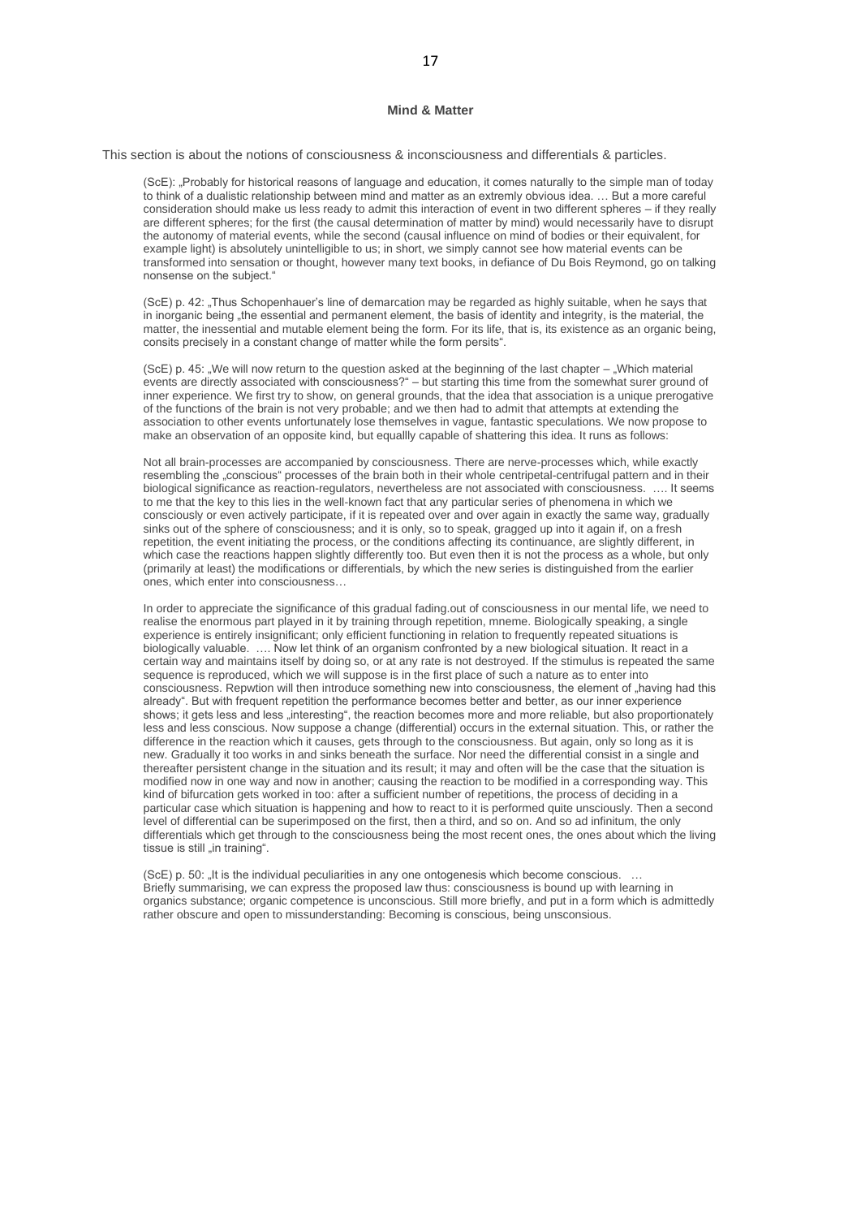### Mind & Matter

This section is about the notions of consciousness & inconsciousness and differentials & particles.

> (ScE): „Probably for historical reasons of language and education, it comes naturally to the simple man of today to think of a dualistic relationship between mind and matter as an extremly obvious idea. … But a more careful consideration should make us less ready to admit this interaction of event in two different spheres – if they really are different spheres; for the first (the causal determination of matter by mind) would necessarily have to disrupt the autonomy of material events, while the second (causal influence on mind of bodies or their equivalent, for example light) is absolutely unintelligible to us; in short, we simply cannot see how material events can be transformed into sensation or thought, however many text books, in defiance of Du Bois Reymond, go on talking nonsense on the subject."
>
> (ScE) p. 42: „Thus Schopenhauer's line of demarcation may be regarded as highly suitable, when he says that in inorganic being „the essential and permanent element, the basis of identity and integrity, is the material, the matter, the inessential and mutable element being the form. For its life, that is, its existence as an organic being, consits precisely in a constant change of matter while the form persits".
>
> (ScE) p. 45: „We will now return to the question asked at the beginning of the last chapter – „Which material events are directly associated with consciousness?" – but starting this time from the somewhat surer ground of inner experience. We first try to show, on general grounds, that the idea that association is a unique prerogative of the functions of the brain is not very probable; and we then had to admit that attempts at extending the association to other events unfortunately lose themselves in vague, fantastic speculations. We now propose to make an observation of an opposite kind, but equallly capable of shattering this idea. It runs as follows:
>
> Not all brain-processes are accompanied by consciousness. There are nerve-processes which, while exactly resembling the „conscious" processes of the brain both in their whole centripetal-centrifugal pattern and in their biological significance as reaction-regulators, nevertheless are not associated with consciousness. …. It seems to me that the key to this lies in the well-known fact that any particular series of phenomena in which we consciously or even actively participate, if it is repeated over and over again in exactly the same way, gradually sinks out of the sphere of consciousness; and it is only, so to speak, gragged up into it again if, on a fresh repetition, the event initiating the process, or the conditions affecting its continuance, are slightly different, in which case the reactions happen slightly differently too. But even then it is not the process as a whole, but only (primarily at least) the modifications or differentials, by which the new series is distinguished from the earlier ones, which enter into consciousness…
>
> In order to appreciate the significance of this gradual fading.out of consciousness in our mental life, we need to realise the enormous part played in it by training through repetition, mneme. Biologically speaking, a single experience is entirely insignificant; only efficient functioning in relation to frequently repeated situations is biologically valuable. …. Now let think of an organism confronted by a new biological situation. It react in a certain way and maintains itself by doing so, or at any rate is not destroyed. If the stimulus is repeated the same sequence is reproduced, which we will suppose is in the first place of such a nature as to enter into consciousness. Repwtion will then introduce something new into consciousness, the element of „having had this already". But with frequent repetition the performance becomes better and better, as our inner experience shows; it gets less and less „interesting", the reaction becomes more and more reliable, but also proportionately less and less conscious. Now suppose a change (differential) occurs in the external situation. This, or rather the difference in the reaction which it causes, gets through to the consciousness. But again, only so long as it is new. Gradually it too works in and sinks beneath the surface. Nor need the differential consist in a single and thereafter persistent change in the situation and its result; it may and often will be the case that the situation is modified now in one way and now in another; causing the reaction to be modified in a corresponding way. This kind of bifurcation gets worked in too: after a sufficient number of repetitions, the process of deciding in a particular case which situation is happening and how to react to it is performed quite unsciously. Then a second level of differential can be superimposed on the first, then a third, and so on. And so ad infinitum, the only differentials which get through to the consciousness being the most recent ones, the ones about which the living tissue is still „in training".
>
> (ScE) p. 50: „It is the individual peculiarities in any one ontogenesis which become conscious. … Briefly summarising, we can express the proposed law thus: consciousness is bound up with learning in organics substance; organic competence is unconscious. Still more briefly, and put in a form which is admittedly rather obscure and open to missunderstanding: Becoming is conscious, being unsconsious.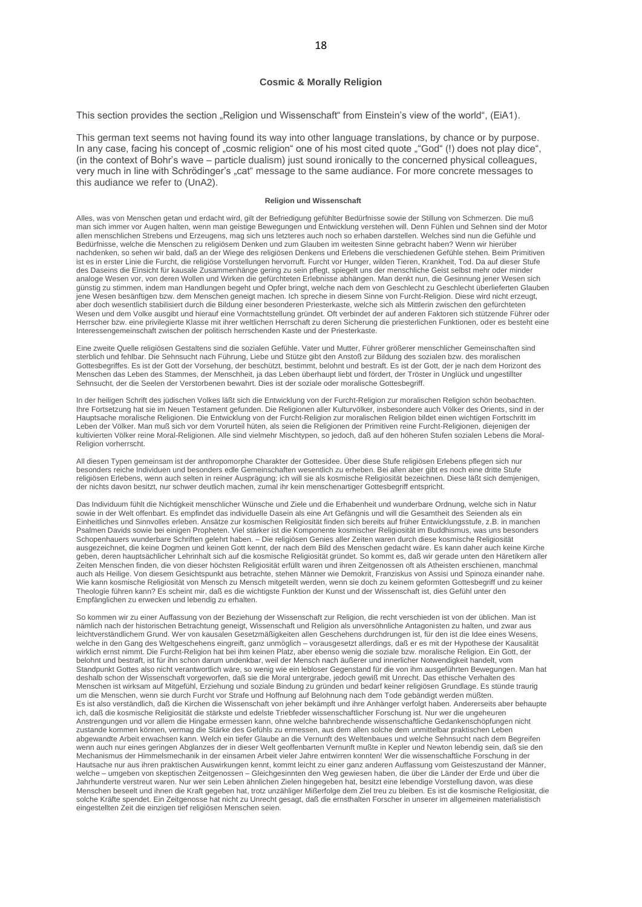## Cosmic & Morally Religion

This section provides the section „Religion und Wissenschaft" from Einstein's view of the world", (EiA1).

This german text seems not having found its way into other language translations, by chance or by purpose. In any case, facing his concept of „cosmic religion" one of his most cited quote „"God" (!) does not play dice", (in the context of Bohr's wave – particle dualism) just sound ironically to the concerned physical colleagues, very much in line with Schrödinger's „cat" message to the same audiance. For more concrete messages to this audiance we refer to (UnA2).

### Religion und Wissenschaft

Alles, was von Menschen getan und erdacht wird, gilt der Befriedigung gefühlter Bedürfnisse sowie der Stillung von Schmerzen. Die muß man sich immer vor Augen halten, wenn man geistige Bewegungen und Entwicklung verstehen will. Denn Fühlen und Sehnen sind der Motor allen menschlichen Strebens und Erzeugens, mag sich uns letzteres auch noch so erhaben darstellen. Welches sind nun die Gefühle und Bedürfnisse, welche die Menschen zu religiösem Denken und zum Glauben im weitesten Sinne gebracht haben? Wenn wir hierüber nachdenken, so sehen wir bald, daß an der Wiege des religiösen Denkens und Erlebens die verschiedenen Gefühle stehen. Beim Primitiven ist es in erster Linie die Furcht, die religiöse Vorstellungen hervorruft. Furcht vor Hunger, wilden Tieren, Krankheit, Tod. Da auf dieser Stufe des Daseins die Einsicht für kausale Zusammenhänge gering zu sein pflegt, spiegelt uns der menschliche Geist selbst mehr oder minder analoge Wesen vor, von deren Wollen und Wirken die gefürchteten Erlebnisse abhängen. Man denkt nun, die Gesinnung jener Wesen sich günstig zu stimmen, indem man Handlungen begeht und Opfer bringt, welche nach dem von Geschlecht zu Geschlecht überlieferten Glauben jene Wesen besänftigen bzw. dem Menschen geneigt machen. Ich spreche in diesem Sinne von Furcht-Religion. Diese wird nicht erzeugt, aber doch wesentlich stabilisiert durch die Bildung einer besonderen Priesterkaste, welche sich als Mittlerin zwischen den gefürchteten Wesen und dem Volke ausgibt und hierauf eine Vormachtstellung gründet. Oft verbindet der auf anderen Faktoren sich stützende Führer oder Herrscher bzw. eine privilegierte Klasse mit ihrer weltlichen Herrschaft zu deren Sicherung die priesterlichen Funktionen, oder es besteht eine Interessengemeinschaft zwischen der politisch herrschenden Kaste und der Priesterkaste.

Eine zweite Quelle religiösen Gestaltens sind die sozialen Gefühle. Vater und Mutter, Führer größerer menschlicher Gemeinschaften sind sterblich und fehlbar. Die Sehnsucht nach Führung, Liebe und Stütze gibt den Anstoß zur Bildung des sozialen bzw. des moralischen Gottesbegriffes. Es ist der Gott der Vorsehung, der beschützt, bestimmt, belohnt und bestraft. Es ist der Gott, der je nach dem Horizont des Menschen das Leben des Stammes, der Menschheit, ja das Leben überhaupt liebt und fördert, der Tröster in Unglück und ungestillter Sehnsucht, der die Seelen der Verstorbenen bewahrt. Dies ist der soziale oder moralische Gottesbegriff.

In der heiligen Schrift des jüdischen Volkes läßt sich die Entwicklung von der Furcht-Religion zur moralischen Religion schön beobachten. Ihre Fortsetzung hat sie im Neuen Testament gefunden. Die Religionen aller Kulturvölker, insbesondere auch Völker des Orients, sind in der Hauptsache moralische Religionen. Die Entwicklung von der Furcht-Religion zur moralischen Religion bildet einen wichtigen Fortschritt im Leben der Völker. Man muß sich vor dem Vorurteil hüten, als seien die Religionen der Primitiven reine Furcht-Religionen, diejenigen der kultivierten Völker reine Moral-Religionen. Alle sind vielmehr Mischtypen, so jedoch, daß auf den höheren Stufen sozialen Lebens die Moral-Religion vorherrscht.

All diesen Typen gemeinsam ist der anthropomorphe Charakter der Gottesidee. Über diese Stufe religiösen Erlebens pflegen sich nur besonders reiche Individuen und besonders edle Gemeinschaften wesentlich zu erheben. Bei allen aber gibt es noch eine dritte Stufe religiösen Erlebens, wenn auch selten in reiner Ausprägung; ich will sie als kosmische Religiosität bezeichnen. Diese läßt sich demjenigen, der nichts davon besitzt, nur schwer deutlich machen, zumal ihr kein menschenartiger Gottesbegriff entspricht.

Das Individuum fühlt die Nichtigkeit menschlicher Wünsche und Ziele und die Erhabenheit und wunderbare Ordnung, welche sich in Natur sowie in der Welt offenbart. Es empfindet das individuelle Dasein als eine Art Gefängnis und will die Gesamtheit des Seienden als ein Einheitliches und Sinnvolles erleben. Ansätze zur kosmischen Religiosität finden sich bereits auf früher Entwicklungsstufe, z.B. in manchen Psalmen Davids sowie bei einigen Propheten. Viel stärker ist die Komponente kosmischer Religiosität im Buddhismus, was uns besonders Schopenhauers wunderbare Schriften gelehrt haben. – Die religiösen Genies aller Zeiten waren durch diese kosmische Religiosität ausgezeichnet, die keine Dogmen und keinen Gott kennt, der nach dem Bild des Menschen gedacht wäre. Es kann daher auch keine Kirche geben, deren hauptsächlicher Lehrinhalt sich auf die kosmische Religiosität gründet. So kommt es, daß wir gerade unten den Häretikern aller Zeiten Menschen finden, die von dieser höchsten Religiosität erfüllt waren und ihren Zeitgenossen oft als Atheisten erschienen, manchmal auch als Heilige. Von diesem Gesichtspunkt aus betrachte, stehen Männer wie Demokrit, Franziskus von Assisi und Spinoza einander nahe. Wie kann kosmische Religiosität von Mensch zu Mensch mitgeteilt werden, wenn sie doch zu keinem geformten Gottesbegriff und zu keiner Theologie führen kann? Es scheint mir, daß es die wichtigste Funktion der Kunst und der Wissenschaft ist, dies Gefühl unter den Empfänglichen zu erwecken und lebendig zu erhalten.

So kommen wir zu einer Auffassung von der Beziehung der Wissenschaft zur Religion, die recht verschieden ist von der üblichen. Man ist nämlich nach der historischen Betrachtung geneigt, Wissenschaft und Religion als unversöhnliche Antagonisten zu halten, und zwar aus leichtverständlichem Grund. Wer von kausalen Gesetzmäßigkeiten allen Geschehens durchdrungen ist, für den ist die Idee eines Wesens, welche in den Gang des Weltgeschehens eingreift, ganz unmöglich – vorausgesetzt allerdings, daß er es mit der Hypothese der Kausalität wirklich ernst nimmt. Die Furcht-Religion hat bei ihm keinen Platz, aber ebenso wenig die soziale bzw. moralische Religion. Ein Gott, der belohnt und bestraft, ist für ihn schon darum undenkbar, weil der Mensch nach äußerer und innerlicher Notwendigkeit handelt, vom Standpunkt Gottes also nicht verantwortlich wäre, so wenig wie ein lebloser Gegenstand für die von ihm ausgeführten Bewegungen. Man hat deshalb schon der Wissenschaft vorgeworfen, daß sie die Moral untergrabe, jedoch gewiß mit Unrecht. Das ethische Verhalten des Menschen ist wirksam auf Mitgefühl, Erziehung und soziale Bindung zu gründen und bedarf keiner religiösen Grundlage. Es stünde traurig um die Menschen, wenn sie durch Furcht vor Strafe und Hoffnung auf Belohnung nach dem Tode gebändigt werden müßten.
Es ist also verständlich, daß die Kirchen die Wissenschaft von jeher bekämpft und ihre Anhänger verfolgt haben. Andererseits aber behaupte ich, daß die kosmische Religiosität die stärkste und edelste Triebfeder wissenschaftlicher Forschung ist. Nur wer die ungeheuren Anstrengungen und vor allem die Hingabe ermessen kann, ohne welche bahnbrechende wissenschaftliche Gedankenschöpfungen nicht zustande kommen können, vermag die Stärke des Gefühls zu ermessen, aus dem allen solche dem unmittelbar praktischen Leben abgewandte Arbeit erwachsen kann. Welch ein tiefer Glaube an die Vernunft des Weltenbaues und welche Sehnsucht nach dem Begreifen wenn auch nur eines geringen Abglanzes der in dieser Welt geoffenbarten Vernunft mußte in Kepler und Newton lebendig sein, daß sie den Mechanismus der Himmelsmechanik in der einsamen Arbeit vieler Jahre entwirren konnten! Wer die wissenschaftliche Forschung in der Hautsache nur aus ihren praktischen Auswirkungen kennt, kommt leicht zu einer ganz anderen Auffassung vom Geisteszustand der Männer, welche – umgeben von skeptischen Zeitgenossen – Gleichgesinnten den Weg gewiesen haben, die über die Länder der Erde und über die Jahrhunderte verstreut waren. Nur wer sein Leben ähnlichen Zielen hingegeben hat, besitzt eine lebendige Vorstellung davon, was diese Menschen beseelt und ihnen die Kraft gegeben hat, trotz unzähliger Mißerfolge dem Ziel treu zu bleiben. Es ist die kosmische Religiosität, die solche Kräfte spendet. Ein Zeitgenosse hat nicht zu Unrecht gesagt, daß die ernsthalten Forscher in unserer im allgemeinen materialistisch eingestellten Zeit die einzigen tief religiösen Menschen seien.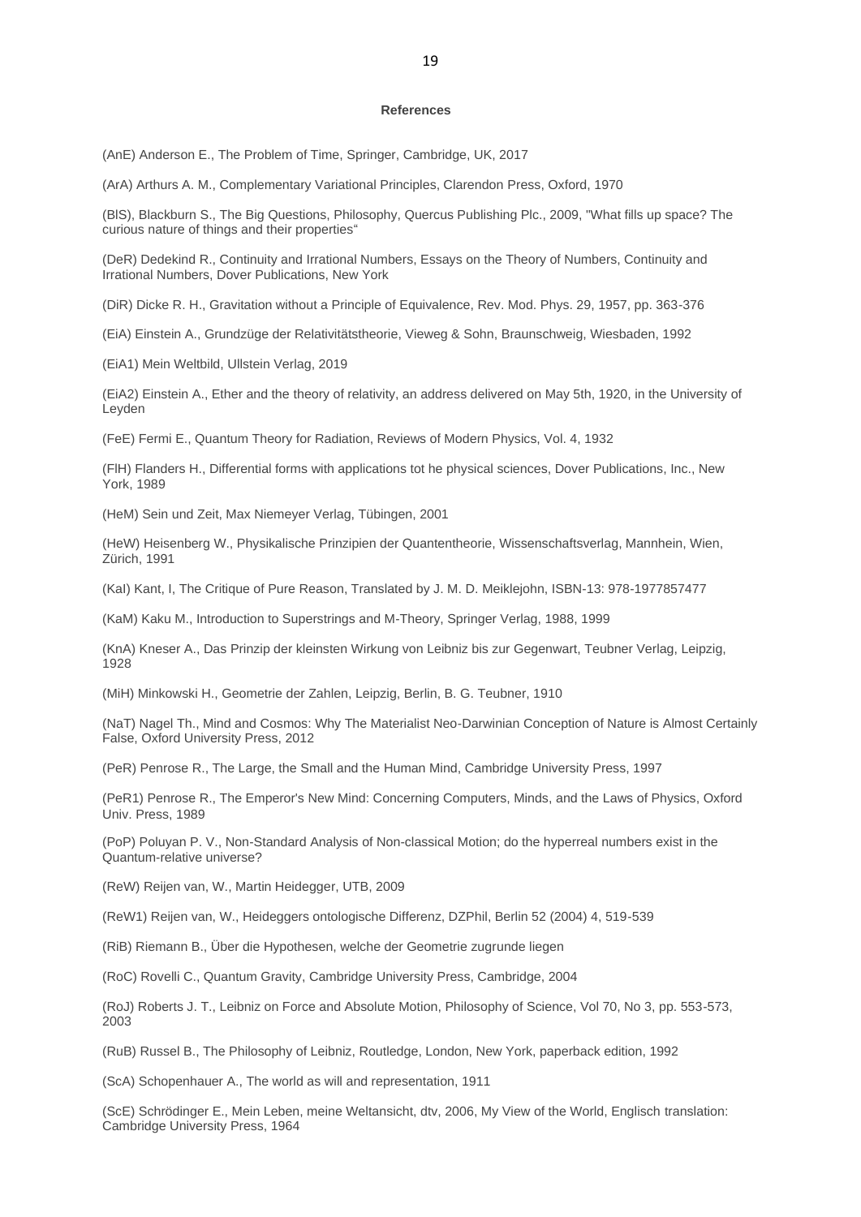# References

(AnE) Anderson E., The Problem of Time, Springer, Cambridge, UK, 2017

(ArA) Arthurs A. M., Complementary Variational Principles, Clarendon Press, Oxford, 1970

(BlS), Blackburn S., The Big Questions, Philosophy, Quercus Publishing Plc., 2009, "What fills up space? The curious nature of things and their properties“

(DeR) Dedekind R., Continuity and Irrational Numbers, Essays on the Theory of Numbers, Continuity and Irrational Numbers, Dover Publications, New York

(DiR) Dicke R. H., Gravitation without a Principle of Equivalence, Rev. Mod. Phys. 29, 1957, pp. 363-376

(EiA) Einstein A., Grundzüge der Relativitätstheorie, Vieweg & Sohn, Braunschweig, Wiesbaden, 1992

(EiA1) Mein Weltbild, Ullstein Verlag, 2019

(EiA2) Einstein A., Ether and the theory of relativity, an address delivered on May 5th, 1920, in the University of Leyden

(FeE) Fermi E., Quantum Theory for Radiation, Reviews of Modern Physics, Vol. 4, 1932

(FlH) Flanders H., Differential forms with applications tot he physical sciences, Dover Publications, Inc., New York, 1989

(HeM) Sein und Zeit, Max Niemeyer Verlag, Tübingen, 2001

(HeW) Heisenberg W., Physikalische Prinzipien der Quantentheorie, Wissenschaftsverlag, Mannhein, Wien, Zürich, 1991

(KaI) Kant, I, The Critique of Pure Reason, Translated by J. M. D. Meiklejohn, ISBN-13: 978-1977857477

(KaM) Kaku M., Introduction to Superstrings and M-Theory, Springer Verlag, 1988, 1999

(KnA) Kneser A., Das Prinzip der kleinsten Wirkung von Leibniz bis zur Gegenwart, Teubner Verlag, Leipzig, 1928

(MiH) Minkowski H., Geometrie der Zahlen, Leipzig, Berlin, B. G. Teubner, 1910

(NaT) Nagel Th., Mind and Cosmos: Why The Materialist Neo-Darwinian Conception of Nature is Almost Certainly False, Oxford University Press, 2012

(PeR) Penrose R., The Large, the Small and the Human Mind, Cambridge University Press, 1997

(PeR1) Penrose R., The Emperor's New Mind: Concerning Computers, Minds, and the Laws of Physics, Oxford Univ. Press, 1989

(PoP) Poluyan P. V., Non-Standard Analysis of Non-classical Motion; do the hyperreal numbers exist in the Quantum-relative universe?

(ReW) Reijen van, W., Martin Heidegger, UTB, 2009

(ReW1) Reijen van, W., Heideggers ontologische Differenz, DZPhil, Berlin 52 (2004) 4, 519-539

(RiB) Riemann B., Über die Hypothesen, welche der Geometrie zugrunde liegen

(RoC) Rovelli C., Quantum Gravity, Cambridge University Press, Cambridge, 2004

(RoJ) Roberts J. T., Leibniz on Force and Absolute Motion, Philosophy of Science, Vol 70, No 3, pp. 553-573, 2003

(RuB) Russel B., The Philosophy of Leibniz, Routledge, London, New York, paperback edition, 1992

(ScA) Schopenhauer A., The world as will and representation, 1911

(ScE) Schrödinger E., Mein Leben, meine Weltansicht, dtv, 2006, My View of the World, Englisch translation: Cambridge University Press, 1964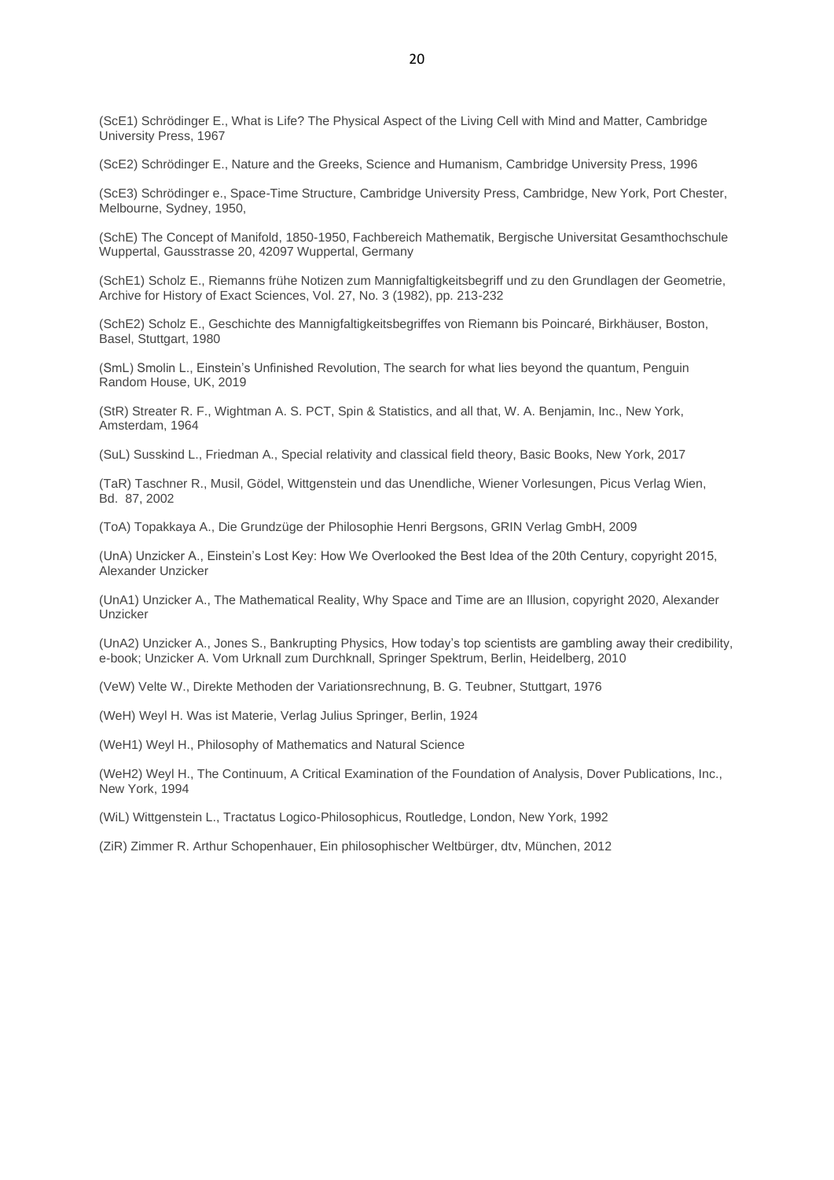(ScE1) Schrödinger E., What is Life? The Physical Aspect of the Living Cell with Mind and Matter, Cambridge University Press, 1967

(ScE2) Schrödinger E., Nature and the Greeks, Science and Humanism, Cambridge University Press, 1996

(ScE3) Schrödinger e., Space-Time Structure, Cambridge University Press, Cambridge, New York, Port Chester, Melbourne, Sydney, 1950,

(SchE) The Concept of Manifold, 1850-1950, Fachbereich Mathematik, Bergische Universitat Gesamthochschule Wuppertal, Gausstrasse 20, 42097 Wuppertal, Germany

(SchE1) Scholz E., Riemanns frühe Notizen zum Mannigfaltigkeitsbegriff und zu den Grundlagen der Geometrie, Archive for History of Exact Sciences, Vol. 27, No. 3 (1982), pp. 213-232

(SchE2) Scholz E., Geschichte des Mannigfaltigkeitsbegriffes von Riemann bis Poincaré, Birkhäuser, Boston, Basel, Stuttgart, 1980

(SmL) Smolin L., Einstein's Unfinished Revolution, The search for what lies beyond the quantum, Penguin Random House, UK, 2019

(StR) Streater R. F., Wightman A. S. PCT, Spin & Statistics, and all that, W. A. Benjamin, Inc., New York, Amsterdam, 1964

(SuL) Susskind L., Friedman A., Special relativity and classical field theory, Basic Books, New York, 2017

(TaR) Taschner R., Musil, Gödel, Wittgenstein und das Unendliche, Wiener Vorlesungen, Picus Verlag Wien, Bd. 87, 2002

(ToA) Topakkaya A., Die Grundzüge der Philosophie Henri Bergsons, GRIN Verlag GmbH, 2009

(UnA) Unzicker A., Einstein's Lost Key: How We Overlooked the Best Idea of the 20th Century, copyright 2015, Alexander Unzicker

(UnA1) Unzicker A., The Mathematical Reality, Why Space and Time are an Illusion, copyright 2020, Alexander Unzicker

(UnA2) Unzicker A., Jones S., Bankrupting Physics, How today's top scientists are gambling away their credibility, e-book; Unzicker A. Vom Urknall zum Durchknall, Springer Spektrum, Berlin, Heidelberg, 2010

(VeW) Velte W., Direkte Methoden der Variationsrechnung, B. G. Teubner, Stuttgart, 1976

(WeH) Weyl H. Was ist Materie, Verlag Julius Springer, Berlin, 1924

(WeH1) Weyl H., Philosophy of Mathematics and Natural Science

(WeH2) Weyl H., The Continuum, A Critical Examination of the Foundation of Analysis, Dover Publications, Inc., New York, 1994

(WiL) Wittgenstein L., Tractatus Logico-Philosophicus, Routledge, London, New York, 1992

(ZiR) Zimmer R. Arthur Schopenhauer, Ein philosophischer Weltbürger, dtv, München, 2012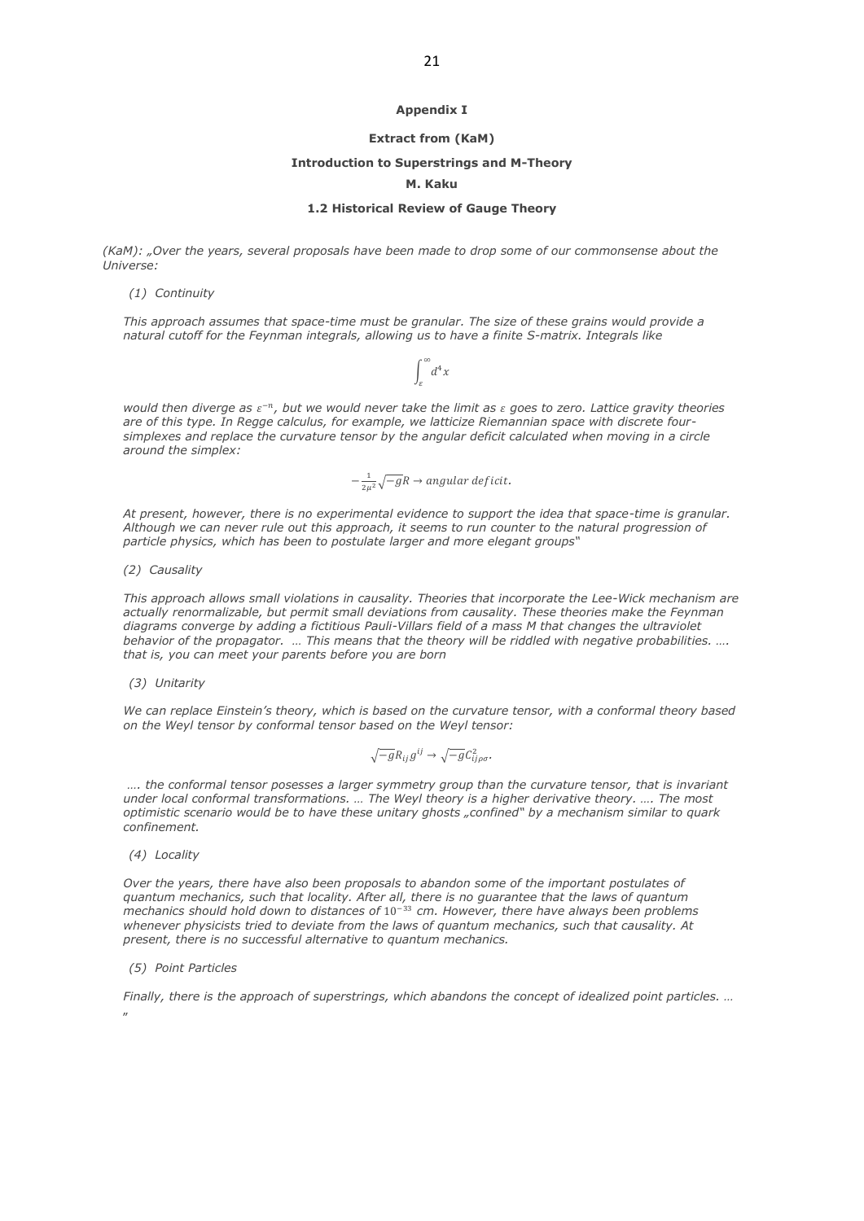**Appendix I**

**Extract from (KaM)**

**Introduction to Superstrings and M-Theory**

**M. Kaku**

**1.2 Historical Review of Gauge Theory**

*(KaM): „Over the years, several proposals have been made to drop some of our commonsense about the Universe:*

*(1) Continuity*

*This approach assumes that space-time must be granular. The size of these grains would provide a natural cutoff for the Feynman integrals, allowing us to have a finite S-matrix. Integrals like*

$$\int_{\varepsilon}^{\infty} d^4x$$

*would then diverge as $\varepsilon^{-n}$, but we would never take the limit as $\varepsilon$ goes to zero. Lattice gravity theories are of this type. In Regge calculus, for example, we latticize Riemannian space with discrete four-simplexes and replace the curvature tensor by the angular deficit calculated when moving in a circle around the simplex:*

$$-\frac{1}{2\mu^2}\sqrt{-g}R \rightarrow angular\ deficit.$$

*At present, however, there is no experimental evidence to support the idea that space-time is granular. Although we can never rule out this approach, it seems to run counter to the natural progression of particle physics, which has been to postulate larger and more elegant groups"*

*(2) Causality*

*This approach allows small violations in causality. Theories that incorporate the Lee-Wick mechanism are actually renormalizable, but permit small deviations from causality. These theories make the Feynman diagrams converge by adding a fictitious Pauli-Villars field of a mass M that changes the ultraviolet behavior of the propagator. … This means that the theory will be riddled with negative probabilities. …. that is, you can meet your parents before you are born*

*(3) Unitarity*

*We can replace Einstein's theory, which is based on the curvature tensor, with a conformal theory based on the Weyl tensor by conformal tensor based on the Weyl tensor:*

$$\sqrt{-g}R_{ij}g^{ij} \rightarrow \sqrt{-g}C^2_{ij\rho\sigma}.$$

*…. the conformal tensor posesses a larger symmetry group than the curvature tensor, that is invariant under local conformal transformations. … The Weyl theory is a higher derivative theory. …. The most optimistic scenario would be to have these unitary ghosts „confined" by a mechanism similar to quark confinement.*

*(4) Locality*

*Over the years, there have also been proposals to abandon some of the important postulates of quantum mechanics, such that locality. After all, there is no guarantee that the laws of quantum mechanics should hold down to distances of $10^{-33}$ cm. However, there have always been problems whenever physicists tried to deviate from the laws of quantum mechanics, such that causality. At present, there is no successful alternative to quantum mechanics.*

*(5) Point Particles*

*Finally, there is the approach of superstrings, which abandons the concept of idealized point particles. …*

*"*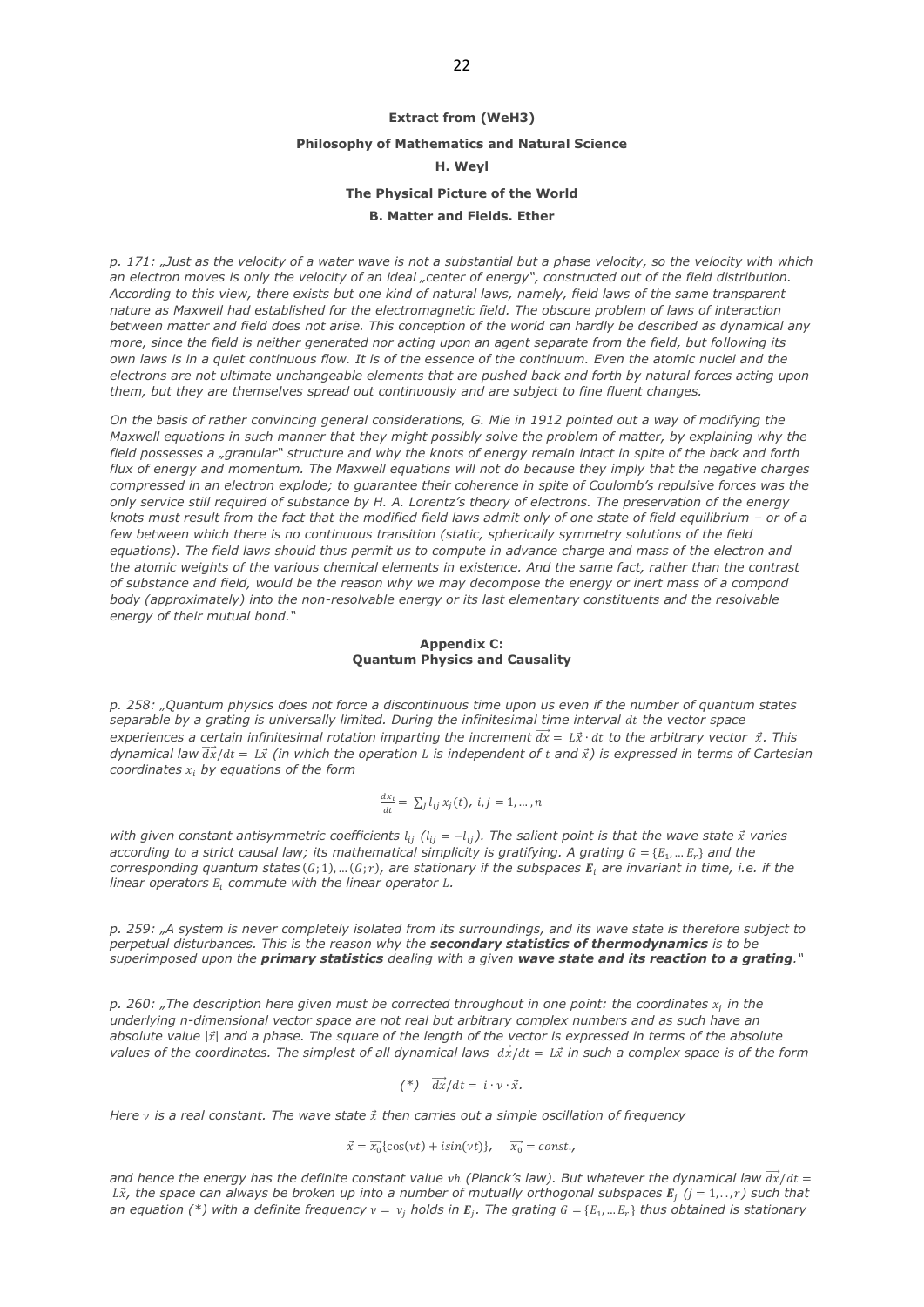**Extract from (WeH3)**

**Philosophy of Mathematics and Natural Science**

**H. Weyl**

**The Physical Picture of the World**

**B. Matter and Fields. Ether**

*p. 171: „Just as the velocity of a water wave is not a substantial but a phase velocity, so the velocity with which an electron moves is only the velocity of an ideal „center of energy", constructed out of the field distribution. According to this view, there exists but one kind of natural laws, namely, field laws of the same transparent nature as Maxwell had established for the electromagnetic field. The obscure problem of laws of interaction between matter and field does not arise. This conception of the world can hardly be described as dynamical any more, since the field is neither generated nor acting upon an agent separate from the field, but following its own laws is in a quiet continuous flow. It is of the essence of the continuum. Even the atomic nuclei and the electrons are not ultimate unchangeable elements that are pushed back and forth by natural forces acting upon them, but they are themselves spread out continuously and are subject to fine fluent changes.*

*On the basis of rather convincing general considerations, G. Mie in 1912 pointed out a way of modifying the Maxwell equations in such manner that they might possibly solve the problem of matter, by explaining why the field possesses a „granular" structure and why the knots of energy remain intact in spite of the back and forth flux of energy and momentum. The Maxwell equations will not do because they imply that the negative charges compressed in an electron explode; to guarantee their coherence in spite of Coulomb's repulsive forces was the only service still required of substance by H. A. Lorentz's theory of electrons. The preservation of the energy knots must result from the fact that the modified field laws admit only of one state of field equilibrium – or of a few between which there is no continuous transition (static, spherically symmetry solutions of the field equations). The field laws should thus permit us to compute in advance charge and mass of the electron and the atomic weights of the various chemical elements in existence. And the same fact, rather than the contrast of substance and field, would be the reason why we may decompose the energy or inert mass of a compond body (approximately) into the non-resolvable energy or its last elementary constituents and the resolvable energy of their mutual bond."*

**Appendix C:**
**Quantum Physics and Causality**

*p. 258: „Quantum physics does not force a discontinuous time upon us even if the number of quantum states separable by a grating is universally limited. During the infinitesimal time interval $dt$ the vector space experiences a certain infinitesimal rotation imparting the increment $\overrightarrow{dx} = L\vec{x} \cdot dt$ to the arbitrary vector $\vec{x}$. This dynamical law $\overrightarrow{dx}/dt = L\vec{x}$ (in which the operation $L$ is independent of $t$ and $\vec{x}$) is expressed in terms of Cartesian coordinates $x_i$ by equations of the form*

$$\frac{dx_i}{dt} = \sum_j l_{ij}\, x_j(t),\ i,j = 1,\dots,n$$

*with given constant antisymmetric coefficients $l_{ij}$ ($l_{ij} = -l_{ij}$). The salient point is that the wave state $\vec{x}$ varies according to a strict causal law; its mathematical simplicity is gratifying. A grating $G = \{E_1, \dots E_r\}$ and the corresponding quantum states $(G;1), \dots (G;r)$, are stationary if the subspaces $\boldsymbol{E}_i$ are invariant in time, i.e. if the linear operators $E_i$ commute with the linear operator $L$.*

*p. 259: „A system is never completely isolated from its surroundings, and its wave state is therefore subject to perpetual disturbances. This is the reason why the **secondary statistics of thermodynamics** is to be superimposed upon the **primary statistics** dealing with a given **wave state and its reaction to a grating**."*

*p. 260: „The description here given must be corrected throughout in one point: the coordinates $x_j$ in the underlying n-dimensional vector space are not real but arbitrary complex numbers and as such have an absolute value $|\vec{x}|$ and a phase. The square of the length of the vector is expressed in terms of the absolute values of the coordinates. The simplest of all dynamical laws $\overrightarrow{dx}/dt = L\vec{x}$ in such a complex space is of the form*

$$(*)\quad \overrightarrow{dx}/dt = i \cdot \nu \cdot \vec{x}.$$

*Here $\nu$ is a real constant. The wave state $\vec{x}$ then carries out a simple oscillation of frequency*

$$\vec{x} = \overrightarrow{x_0}\{\cos(\nu t) + i\sin(\nu t)\},\quad \overrightarrow{x_0} = const.,$$

*and hence the energy has the definite constant value $\nu h$ (Planck's law). But whatever the dynamical law $\overrightarrow{dx}/dt = L\vec{x}$, the space can always be broken up into a number of mutually orthogonal subspaces $\boldsymbol{E}_j$ ($j = 1,..,r$) such that an equation (\*) with a definite frequency $\nu = \nu_j$ holds in $\boldsymbol{E}_j$. The grating $G = \{E_1, \dots E_r\}$ thus obtained is stationary*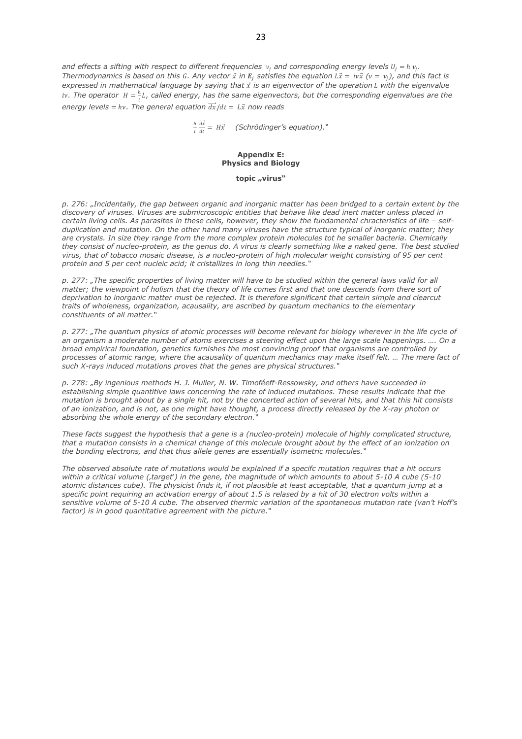*and effects a sifting with respect to different frequencies $\nu_j$ and corresponding energy levels $U_j = h\,\nu_j$. Thermodynamics is based on this $G$. Any vector $\vec{x}$ in $\mathbf{E}_j$ satisfies the equation $L\vec{x} = i\nu\vec{x}$ ($\nu = \nu_j$), and this fact is expressed in mathematical language by saying that $\vec{x}$ is an eigenvector of the operation $L$ with the eigenvalue $i\nu$. The operator $H = \frac{h}{i}L$, called energy, has the same eigenvectors, but the corresponding eigenvalues are the energy levels $= h\nu$. The general equation $\overrightarrow{dx}/dt = L\vec{x}$ now reads*

$$\frac{h}{i}\frac{\overrightarrow{dx}}{dt} = H\vec{x} \quad \text{(Schrödinger's equation).“}$$

**Appendix E:**
**Physics and Biology**

**topic „virus“**

*p. 276: „Incidentally, the gap between organic and inorganic matter has been bridged to a certain extent by the discovery of viruses. Viruses are submicroscopic entities that behave like dead inert matter unless placed in certain living cells. As parasites in these cells, however, they show the fundamental chracteristics of life – self-duplication and mutation. On the other hand many viruses have the structure typical of inorganic matter; they are crystals. In size they range from the more complex protein molecules tot he smaller bacteria. Chemically they consist of nucleo-protein, as the genus do. A virus is clearly something like a naked gene. The best studied virus, that of tobacco mosaic disease, is a nucleo-protein of high molecular weight consisting of 95 per cent protein and 5 per cent nucleic acid; it cristallizes in long thin needles.“*

*p. 277: „The specific properties of living matter will have to be studied within the general laws valid for all matter; the viewpoint of holism that the theory of life comes first and that one descends from there sort of deprivation to inorganic matter must be rejected. It is therefore significant that certein simple and clearcut traits of wholeness, organization, acausality, are ascribed by quantum mechanics to the elementary constituents of all matter.“*

*p. 277: „The quantum physics of atomic processes will become relevant for biology wherever in the life cycle of an organism a moderate number of atoms exercises a steering effect upon the large scale happenings. …. On a broad empirical foundation, genetics furnishes the most convincing proof that organisms are controlled by processes of atomic range, where the acausality of quantum mechanics may make itself felt. … The mere fact of such X-rays induced mutations proves that the genes are physical structures.“*

*p. 278: „By ingenious methods H. J. Muller, N. W. Timoféeff-Ressowsky, and others have succeeded in establishing simple quantitive laws concerning the rate of induced mutations. These results indicate that the mutation is brought about by a single hit, not by the concerted action of several hits, and that this hit consists of an ionization, and is not, as one might have thought, a process directly released by the X-ray photon or absorbing the whole energy of the secondary electron.“*

*These facts suggest the hypothesis that a gene is a (nucleo-protein) molecule of highly complicated structure, that a mutation consists in a chemical change of this molecule brought about by the effect of an ionization on the bonding electrons, and that thus allele genes are essentially isometric molecules.“*

*The observed absolute rate of mutations would be explained if a specifc mutation requires that a hit occurs within a critical volume (‚target') in the gene, the magnitude of which amounts to about 5-10 A cube (5-10 atomic distances cube). The physicist finds it, if not plausible at least acceptable, that a quantum jump at a specific point requiring an activation energy of about 1.5 is relased by a hit of 30 electron volts within a sensitive volume of 5-10 A cube. The observed thermic variation of the spontaneous mutation rate (van't Hoff's factor) is in good quantitative agreement with the picture.“*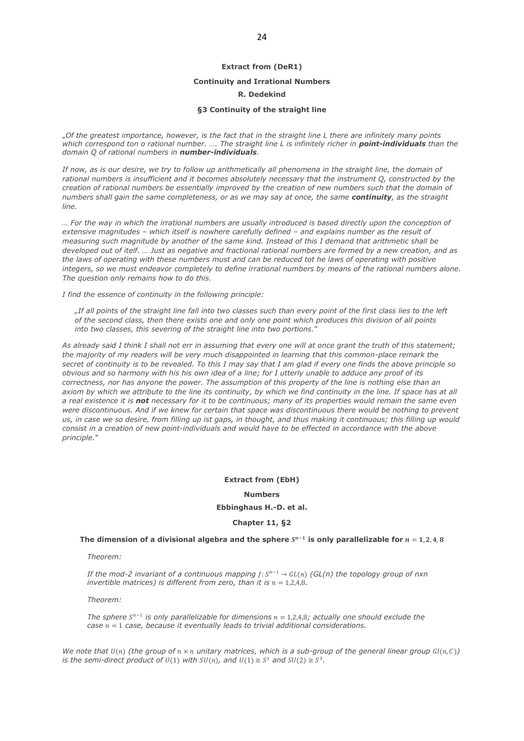**Extract from (DeR1)**

**Continuity and Irrational Numbers**

**R. Dedekind**

**§3 Continuity of the straight line**

*„Of the greatest importance, however, is the fact that in the straight line L there are infinitely many points which correspond ton o rational number. …. The straight line L is infinitely richer in **point-individuals** than the domain Q of rational numbers in **number-individuals**.*

*If now, as is our desire, we try to follow up arithmetically all phenomena in the straight line, the domain of rational numbers is insufficient and it becomes absolutely necessary that the instrument Q, constructed by the creation of rational numbers be essentially improved by the creation of new numbers such that the domain of numbers shall gain the same completeness, or as we may say at once, the same **continuity**, as the straight line.*

*… For the way in which the irrational numbers are usually introduced is based directly upon the conception of extensive magnitudes – which itself is nowhere carefully defined – and explains number as the result of measuring such magnitude by another of the same kind. Instead of this I demand that arithmetic shall be developed out of itelf. … Just as negative and fractional rational numbers are formed by a new creation, and as the laws of operating with these numbers must and can be reduced tot he laws of operating with positive integers, so we must endeavor completely to define irrational numbers by means of the rational numbers alone. The question only remains how to do this.*

*I find the essence of continuity in the following principle:*

> *„If all points of the straight line fall into two classes such than every point of the first class lies to the left of the second class, then there exists one and only one point which produces this division of all points into two classes, this severing of the straight line into two portions."*

*As already said I think I shall not err in assuming that every one will at once grant the truth of this statement; the majority of my readers will be very much disappointed in learning that this common-place remark the secret of continuity is to be revealed. To this I may say that I am glad if every one finds the above principle so obvious and so harmony with his his own idea of a line; for I utterly unable to adduce any proof of its correctness, nor has anyone the power. The assumption of this property of the line is nothing else than an axiom by which we attribute to the line its continuity, by which we find continuity in the line. If space has at all a real existence it is **not** necessary for it to be continuous; many of its properties would remain the same even were discontinuous. And if we knew for certain that space was discontinuous there would be nothing to prevent us, in case we so desire, from filling up ist gaps, in thought, and thus making it continuous; this filling up would consist in a creation of new point-individuals and would have to be effected in accordance with the above principle."*

**Extract from (EbH)**

**Numbers**

**Ebbinghaus H.-D. et al.**

**Chapter 11, §2**

**The dimension of a divisional algebra and the sphere $S^{n-1}$ is only parallelizable for $n = 1, 2, 4, 8$**

*Theorem:*

*If the mod-2 invariant of a continuous mapping $f: S^{n-1} \to GL(n)$ (GL(n) the topology group of nxn invertible matrices) is different from zero, than it is $n = 1,2,4,8$.*

*Theorem:*

*The sphere $S^{n-1}$ is only parallelizable for dimensions $n = 1,2,4,8$; actually one should exclude the case $n = 1$ case, because it eventually leads to trivial additional considerations.*

*We note that $U(n)$ (the group of $n \times n$ unitary matrices, which is a sub-group of the general linear group $Gl(n, C)$) is the semi-direct product of $U(1)$ with $SU(n)$, and $U(1) \cong S^1$ and $SU(2) \cong S^3$.*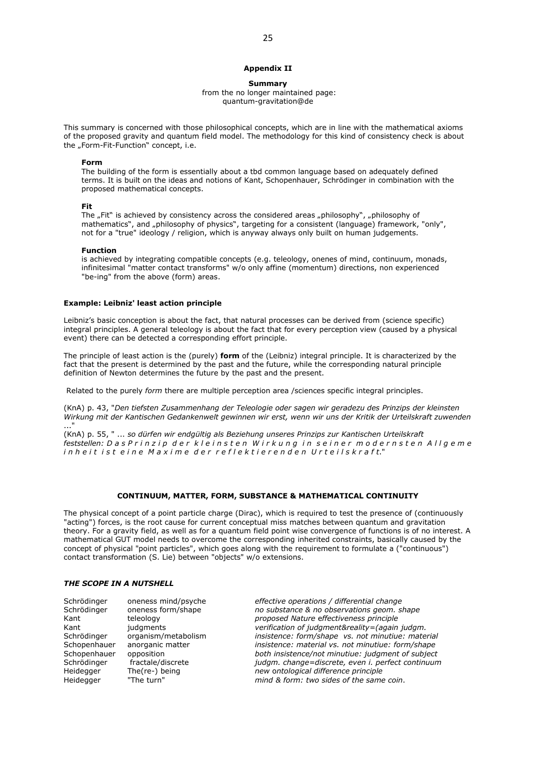## Appendix II

### Summary

from the no longer maintained page:
quantum-gravitation@de

This summary is concerned with those philosophical concepts, which are in line with the mathematical axioms of the proposed gravity and quantum field model. The methodology for this kind of consistency check is about the „Form-Fit-Function" concept, i.e.

**Form**
The building of the form is essentially about a tbd common language based on adequately defined terms. It is built on the ideas and notions of Kant, Schopenhauer, Schrödinger in combination with the proposed mathematical concepts.

**Fit**
The „Fit" is achieved by consistency across the considered areas „philosophy", „philosophy of mathematics", and „philosophy of physics", targeting for a consistent (language) framework, "only", not for a "true" ideology / religion, which is anyway always only built on human judgements.

**Function**
is achieved by integrating compatible concepts (e.g. teleology, onenes of mind, continuum, monads, infinitesimal "matter contact transforms" w/o only affine (momentum) directions, non experienced "be-ing" from the above (form) areas.

**Example: Leibniz' least action principle**

Leibniz's basic conception is about the fact, that natural processes can be derived from (science specific) integral principles. A general teleology is about the fact that for every perception view (caused by a physical event) there can be detected a corresponding effort principle.

The principle of least action is the (purely) **form** of the (Leibniz) integral principle. It is characterized by the fact that the present is determined by the past and the future, while the corresponding natural principle definition of Newton determines the future by the past and the present.

Related to the purely *form* there are multiple perception area /sciences specific integral principles.

(KnA) p. 43, "*Den tiefsten Zusammenhang der Teleologie oder sagen wir geradezu des Prinzips der kleinsten Wirkung mit der Kantischen Gedankenwelt gewinnen wir erst, wenn wir uns der Kritik der Urteilskraft zuwenden* ..."
(KnA) p. 55, " ... *so dürfen wir endgültig als Beziehung unseres Prinzips zur Kantischen Urteilskraft feststellen: D a s P r i n z i p d e r k l e i n s t e n W i r k u n g i n s e i n e r m o d e r n s t e n A l l g e m e i n h e i t i s t e i n e M a x i m e d e r r e f l e k t i e r e n d e n U r t e i l s k r a f t.*"

### CONTINUUM, MATTER, FORM, SUBSTANCE & MATHEMATICAL CONTINUITY

The physical concept of a point particle charge (Dirac), which is required to test the presence of (continuously "acting") forces, is the root cause for current conceptual miss matches between quantum and gravitation theory. For a gravity field, as well as for a quantum field point wise convergence of functions is of no interest. A mathematical GUT model needs to overcome the corresponding inherited constraints, basically caused by the concept of physical "point particles", which goes along with the requirement to formulate a ("continuous") contact transformation (S. Lie) between "objects" w/o extensions.

#### *THE SCOPE IN A NUTSHELL*

| | | |
|---|---|---|
| Schrödinger | oneness mind/psyche | *effective operations / differential change* |
| Schrödinger | oneness form/shape | *no substance & no observations geom. shape* |
| Kant | teleology | *proposed Nature effectiveness principle* |
| Kant | judgments | *verification of judgment&reality=(again judgm.* |
| Schrödinger | organism/metabolism | *insistence: form/shape vs. not minutiue: material* |
| Schopenhauer | anorganic matter | *insistence: material vs. not minutiue: form/shape* |
| Schopenhauer | opposition | *both insistence/not minutiue: judgment of subject* |
| Schrödinger | fractale/discrete | *judgm. change=discrete, even i. perfect continuum* |
| Heidegger | The(re-) being | *new ontological difference principle* |
| Heidegger | "The turn" | *mind & form: two sides of the same coin*. |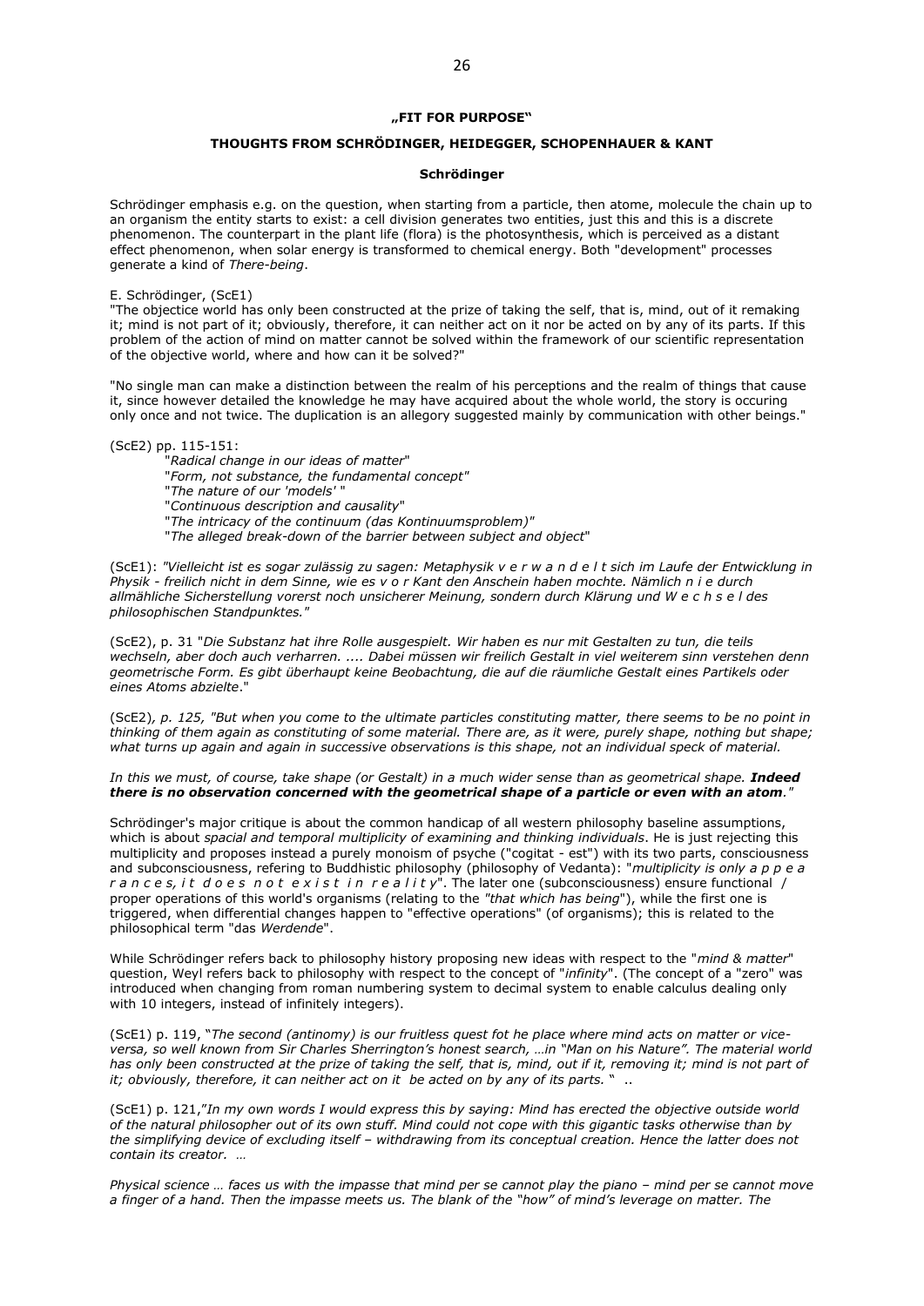**„FIT FOR PURPOSE"**

**THOUGHTS FROM SCHRÖDINGER, HEIDEGGER, SCHOPENHAUER & KANT**

**Schrödinger**

Schrödinger emphasis e.g. on the question, when starting from a particle, then atome, molecule the chain up to an organism the entity starts to exist: a cell division generates two entities, just this and this is a discrete phenomenon. The counterpart in the plant life (flora) is the photosynthesis, which is perceived as a distant effect phenomenon, when solar energy is transformed to chemical energy. Both "development" processes generate a kind of *There-being*.

E. Schrödinger, (ScE1)
"The objectice world has only been constructed at the prize of taking the self, that is, mind, out of it remaking it; mind is not part of it; obviously, therefore, it can neither act on it nor be acted on by any of its parts. If this problem of the action of mind on matter cannot be solved within the framework of our scientific representation of the objective world, where and how can it be solved?"

"No single man can make a distinction between the realm of his perceptions and the realm of things that cause it, since however detailed the knowledge he may have acquired about the whole world, the story is occuring only once and not twice. The duplication is an allegory suggested mainly by communication with other beings."

(ScE2) pp. 115-151:

"*Radical change in our ideas of matter*"
"*Form, not substance, the fundamental concept"*
"*The nature of our 'models'* "
"*Continuous description and causality*"
"*The intricacy of the continuum (das Kontinuumsproblem)"*
"*The alleged break-down of the barrier between subject and object*"

(ScE1): *"Vielleicht ist es sogar zulässig zu sagen: Metaphysik v e r w a n d e l t sich im Laufe der Entwicklung in Physik - freilich nicht in dem Sinne, wie es v o r Kant den Anschein haben mochte. Nämlich n i e durch allmähliche Sicherstellung vorerst noch unsicherer Meinung, sondern durch Klärung und W e c h s e l des philosophischen Standpunktes."*

(ScE2), p. 31 "*Die Substanz hat ihre Rolle ausgespielt. Wir haben es nur mit Gestalten zu tun, die teils wechseln, aber doch auch verharren. .... Dabei müssen wir freilich Gestalt in viel weiterem sinn verstehen denn geometrische Form. Es gibt überhaupt keine Beobachtung, die auf die räumliche Gestalt eines Partikels oder eines Atoms abzielte*."

(ScE2)*, p. 125, "But when you come to the ultimate particles constituting matter, there seems to be no point in thinking of them again as constituting of some material. There are, as it were, purely shape, nothing but shape; what turns up again and again in successive observations is this shape, not an individual speck of material.*

*In this we must, of course, take shape (or Gestalt) in a much wider sense than as geometrical shape.* ***Indeed there is no observation concerned with the geometrical shape of a particle or even with an atom****."*

Schrödinger's major critique is about the common handicap of all western philosophy baseline assumptions, which is about *spacial and temporal multiplicity of examining and thinking individuals*. He is just rejecting this multiplicity and proposes instead a purely monoism of psyche ("cogitat - est") with its two parts, consciousness and subconsciousness, refering to Buddhistic philosophy (philosophy of Vedanta): "*multiplicity is only a p p e a r a n c e s, i t d o e s n o t e x i s t i n r e a l i t y*". The later one (subconsciousness) ensure functional / proper operations of this world's organisms (relating to the *"that which has being*"), while the first one is triggered, when differential changes happen to "effective operations" (of organisms); this is related to the philosophical term "das *Werdende*".

While Schrödinger refers back to philosophy history proposing new ideas with respect to the "*mind & matter*" question, Weyl refers back to philosophy with respect to the concept of "*infinity*". (The concept of a "zero" was introduced when changing from roman numbering system to decimal system to enable calculus dealing only with 10 integers, instead of infinitely integers).

(ScE1) p. 119, "*The second (antinomy) is our fruitless quest fot he place where mind acts on matter or vice-versa, so well known from Sir Charles Sherrington's honest search, …in "Man on his Nature". The material world has only been constructed at the prize of taking the self, that is, mind, out if it, removing it; mind is not part of it; obviously, therefore, it can neither act on it be acted on by any of its parts.* " ..

(ScE1) p. 121,"*In my own words I would express this by saying: Mind has erected the objective outside world of the natural philosopher out of its own stuff. Mind could not cope with this gigantic tasks otherwise than by the simplifying device of excluding itself – withdrawing from its conceptual creation. Hence the latter does not contain its creator. …*

*Physical science … faces us with the impasse that mind per se cannot play the piano – mind per se cannot move a finger of a hand. Then the impasse meets us. The blank of the "how" of mind's leverage on matter. The*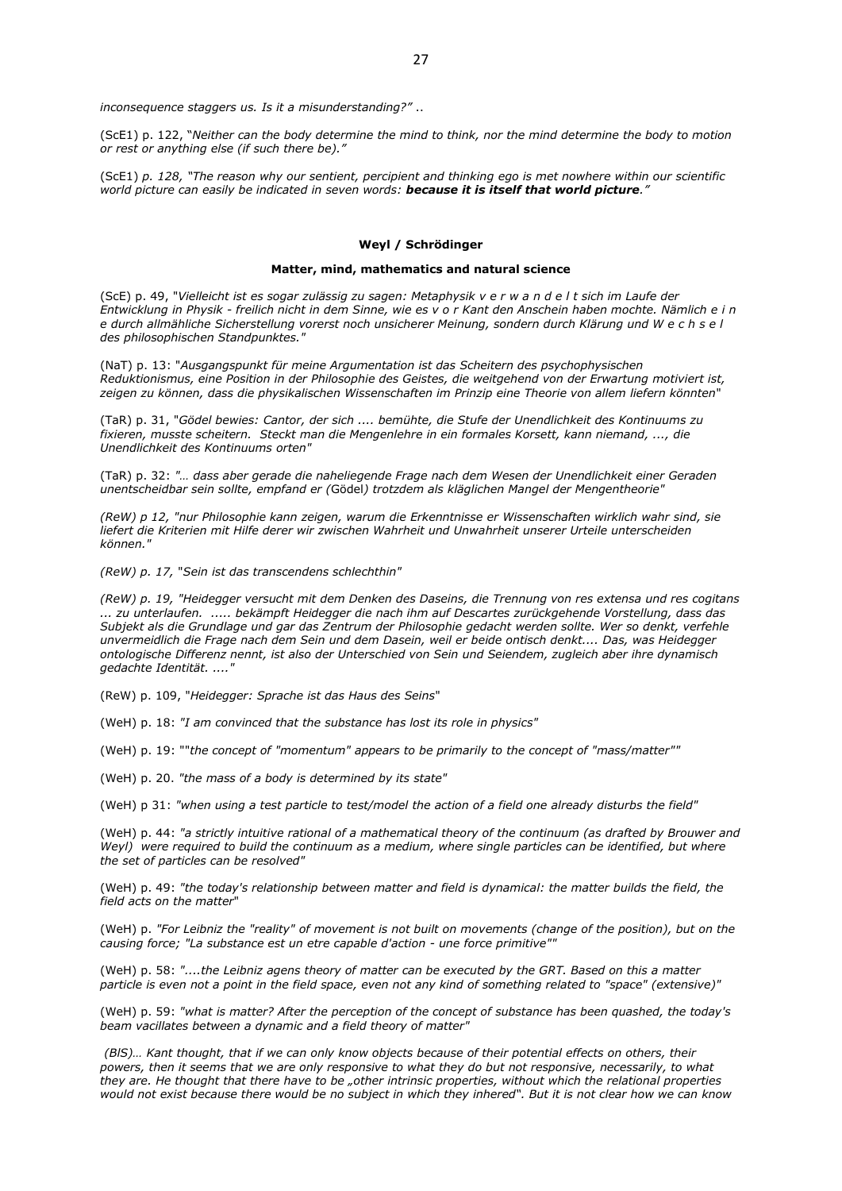*inconsequence staggers us. Is it a misunderstanding?"* ..

(ScE1) p. 122, "*Neither can the body determine the mind to think, nor the mind determine the body to motion or rest or anything else (if such there be)."*

(ScE1) *p. 128, "The reason why our sentient, percipient and thinking ego is met nowhere within our scientific world picture can easily be indicated in seven words: **because it is itself that world picture**."*

**Weyl / Schrödinger**

**Matter, mind, mathematics and natural science**

(ScE) p. 49, "*Vielleicht ist es sogar zulässig zu sagen: Metaphysik v e r w a n d e l t sich im Laufe der Entwicklung in Physik - freilich nicht in dem Sinne, wie es v o r Kant den Anschein haben mochte. Nämlich e i n e durch allmähliche Sicherstellung vorerst noch unsicherer Meinung, sondern durch Klärung und W e c h s e l des philosophischen Standpunktes."*

(NaT) p. 13: "*Ausgangspunkt für meine Argumentation ist das Scheitern des psychophysischen Reduktionismus, eine Position in der Philosophie des Geistes, die weitgehend von der Erwartung motiviert ist, zeigen zu können, dass die physikalischen Wissenschaften im Prinzip eine Theorie von allem liefern könnten*"

(TaR) p. 31, "*Gödel bewies: Cantor, der sich .... bemühte, die Stufe der Unendlichkeit des Kontinuums zu fixieren, musste scheitern. Steckt man die Mengenlehre in ein formales Korsett, kann niemand, ..., die Unendlichkeit des Kontinuums orten*"

(TaR) p. 32: *"… dass aber gerade die naheliegende Frage nach dem Wesen der Unendlichkeit einer Geraden unentscheidbar sein sollte, empfand er (*Gödel*) trotzdem als kläglichen Mangel der Mengentheorie"*

*(ReW) p 12, "nur Philosophie kann zeigen, warum die Erkenntnisse er Wissenschaften wirklich wahr sind, sie liefert die Kriterien mit Hilfe derer wir zwischen Wahrheit und Unwahrheit unserer Urteile unterscheiden können."*

*(ReW) p. 17,* "*Sein ist das transcendens schlechthin*"

*(ReW) p. 19, "Heidegger versucht mit dem Denken des Daseins, die Trennung von res extensa und res cogitans ... zu unterlaufen. ..... bekämpft Heidegger die nach ihm auf Descartes zurückgehende Vorstellung, dass das Subjekt als die Grundlage und gar das Zentrum der Philosophie gedacht werden sollte. Wer so denkt, verfehle unvermeidlich die Frage nach dem Sein und dem Dasein, weil er beide ontisch denkt.... Das, was Heidegger ontologische Differenz nennt, ist also der Unterschied von Sein und Seiendem, zugleich aber ihre dynamisch gedachte Identität. ...."*

(ReW) p. 109, "*Heidegger: Sprache ist das Haus des Seins*"

(WeH) p. 18: *"I am convinced that the substance has lost its role in physics"*

(WeH) p. 19: ""*the concept of "momentum" appears to be primarily to the concept of "mass/matter""*

(WeH) p. 20. *"the mass of a body is determined by its state"*

(WeH) p 31: *"when using a test particle to test/model the action of a field one already disturbs the field"*

(WeH) p. 44: *"a strictly intuitive rational of a mathematical theory of the continuum (as drafted by Brouwer and Weyl) were required to build the continuum as a medium, where single particles can be identified, but where the set of particles can be resolved"*

(WeH) p. 49: *"the today's relationship between matter and field is dynamical: the matter builds the field, the field acts on the matter*"

(WeH) p. *"For Leibniz the "reality" of movement is not built on movements (change of the position), but on the causing force; "La substance est un etre capable d'action - une force primitive""*

(WeH) p. 58: *"....the Leibniz agens theory of matter can be executed by the GRT. Based on this a matter particle is even not a point in the field space, even not any kind of something related to "space" (extensive)"*

(WeH) p. 59: *"what is matter? After the perception of the concept of substance has been quashed, the today's beam vacillates between a dynamic and a field theory of matter"*

*(BlS)… Kant thought, that if we can only know objects because of their potential effects on others, their powers, then it seems that we are only responsive to what they do but not responsive, necessarily, to what they are. He thought that there have to be „other intrinsic properties, without which the relational properties would not exist because there would be no subject in which they inhered". But it is not clear how we can know*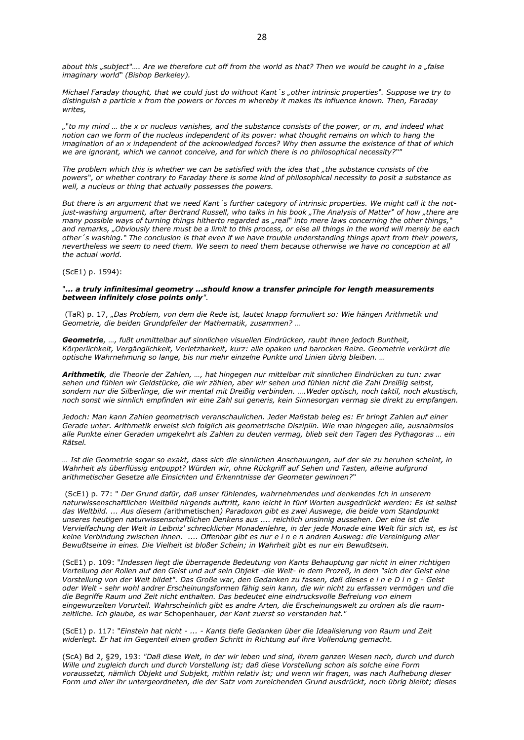*about this „subject"…. Are we therefore cut off from the world as that? Then we would be caught in a „false imaginary world" (Bishop Berkeley).*

*Michael Faraday thought, that we could just do without Kant´s „other intrinsic properties". Suppose we try to distinguish a particle x from the powers or forces m whereby it makes its influence known. Then, Faraday writes,*

*„"to my mind … the x or nucleus vanishes, and the substance consists of the power, or m, and indeed what notion can we form of the nucleus independent of its power: what thought remains on which to hang the imagination of an x independent of the acknowledged forces? Why then assume the existence of that of which we are ignorant, which we cannot conceive, and for which there is no philosophical necessity?""*

*The problem which this is whether we can be satisfied with the idea that „the substance consists of the powers", or whether contrary to Faraday there is some kind of philosophical necessity to posit a substance as well, a nucleus or thing that actually possesses the powers.*

*But there is an argument that we need Kant´s further category of intrinsic properties. We might call it the not-just-washing argument, after Bertrand Russell, who talks in his book „The Analysis of Matter" of how „there are many possible ways of turning things hitherto regarded as „real" into mere laws concerning the other things," and remarks, „Obviously there must be a limit to this process, or else all things in the world will merely be each other´s washing." The conclusion is that even if we have trouble understanding things apart from their powers, nevertheless we seem to need them. We seem to need them because otherwise we have no conception at all the actual world.*

(ScE1) p. 1594):

"***... a truly infinitesimal geometry ...should know a transfer principle for length measurements between infinitely close points only***".

(TaR) p. 17, „*Das Problem, von dem die Rede ist, lautet knapp formuliert so: Wie hängen Arithmetik und Geometrie, die beiden Grundpfeiler der Mathematik, zusammen? …*

***Geometrie****, …, fußt unmittelbar auf sinnlichen visuellen Eindrücken, raubt ihnen jedoch Buntheit, Körperlichkeit, Vergänglichkeit, Verletzbarkeit, kurz: alle opaken und barocken Reize. Geometrie verkürzt die optische Wahrnehmung so lange, bis nur mehr einzelne Punkte und Linien übrig bleiben. …*

***Arithmetik****, die Theorie der Zahlen, …, hat hingegen nur mittelbar mit sinnlichen Eindrücken zu tun: zwar sehen und fühlen wir Geldstücke, die wir zählen, aber wir sehen und fühlen nicht die Zahl Dreißig selbst, sondern nur die Silberlinge, die wir mental mit Dreißig verbinden. ….Weder optisch, noch taktil, noch akustisch, noch sonst wie sinnlich empfinden wir eine Zahl sui generis, kein Sinnesorgan vermag sie direkt zu empfangen.*

*Jedoch: Man kann Zahlen geometrisch veranschaulichen. Jeder Maßstab beleg es: Er bringt Zahlen auf einer Gerade unter. Arithmetik erweist sich folglich als geometrische Disziplin. Wie man hingegen alle, ausnahmslos alle Punkte einer Geraden umgekehrt als Zahlen zu deuten vermag, blieb seit den Tagen des Pythagoras … ein Rätsel.*

*… Ist die Geometrie sogar so exakt, dass sich die sinnlichen Anschauungen, auf der sie zu beruhen scheint, in Wahrheit als überflüssig entpuppt? Würden wir, ohne Rückgriff auf Sehen und Tasten, alleine aufgrund arithmetischer Gesetze alle Einsichten und Erkenntnisse der Geometer gewinnen?*"

(ScE1) p. 77: " *Der Grund dafür, daß unser fühlendes, wahrnehmendes und denkendes Ich in unserem naturwissenschaftlichen Weltbild nirgends auftritt, kann leicht in fünf Worten ausgedrückt werden: Es ist selbst das Weltbild. ... Aus diesem (*arithmetischen*) Paradoxon gibt es zwei Auswege, die beide vom Standpunkt unseres heutigen naturwissenschaftlichen Denkens aus .... reichlich unsinnig aussehen. Der eine ist die Vervielfachung der Welt in Leibniz' schrecklicher Monadenlehre, in der jede Monade eine Welt für sich ist, es ist keine Verbindung zwischen ihnen. .... Offenbar gibt es nur e i n e n andren Ausweg: die Vereinigung aller Bewußtseine in eines. Die Vielheit ist bloßer Schein; in Wahrheit gibt es nur ein Bewußtsein.*

(ScE1) p. 109: "*Indessen liegt die überragende Bedeutung von Kants Behauptung gar nicht in einer richtigen Verteilung der Rollen auf den Geist und auf sein Objekt -die Welt- in dem Prozeß, in dem "sich der Geist eine Vorstellung von der Welt bildet". Das Große war, den Gedanken zu fassen, daß dieses e i n e D i n g - Geist oder Welt - sehr wohl andrer Erscheinungsformen fähig sein kann, die wir nicht zu erfassen vermögen und die die Begriffe Raum und Zeit nicht enthalten. Das bedeutet eine eindrucksvolle Befreiung von einem eingewurzelten Vorurteil. Wahrscheinlich gibt es andre Arten, die Erscheinungswelt zu ordnen als die raum-zeitliche. Ich glaube, es war* Schopenhauer*, der Kant zuerst so verstanden hat."*

(ScE1) p. 117: "*Einstein hat nicht - ... - Kants tiefe Gedanken über die Idealisierung von Raum und Zeit widerlegt. Er hat im Gegenteil einen großen Schritt in Richtung auf ihre Vollendung gemacht.*

(ScA) Bd 2, §29, 193: *"Daß diese Welt, in der wir leben und sind, ihrem ganzen Wesen nach, durch und durch Wille und zugleich durch und durch Vorstellung ist; daß diese Vorstellung schon als solche eine Form voraussetzt, nämlich Objekt und Subjekt, mithin relativ ist; und wenn wir fragen, was nach Aufhebung dieser Form und aller ihr untergeordneten, die der Satz vom zureichenden Grund ausdrückt, noch übrig bleibt; dieses*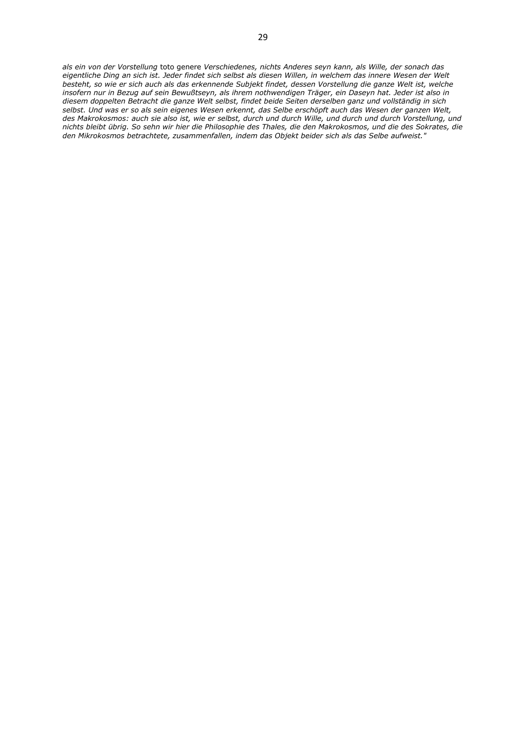*als ein von der Vorstellung* toto genere *Verschiedenes, nichts Anderes seyn kann, als Wille, der sonach das eigentliche Ding an sich ist. Jeder findet sich selbst als diesen Willen, in welchem das innere Wesen der Welt besteht, so wie er sich auch als das erkennende Subjekt findet, dessen Vorstellung die ganze Welt ist, welche insofern nur in Bezug auf sein Bewußtseyn, als ihrem nothwendigen Träger, ein Daseyn hat. Jeder ist also in diesem doppelten Betracht die ganze Welt selbst, findet beide Seiten derselben ganz und vollständig in sich selbst. Und was er so als sein eigenes Wesen erkennt, das Selbe erschöpft auch das Wesen der ganzen Welt, des Makrokosmos: auch sie also ist, wie er selbst, durch und durch Wille, und durch und durch Vorstellung, und nichts bleibt übrig. So sehn wir hier die Philosophie des Thales, die den Makrokosmos, und die des Sokrates, die den Mikrokosmos betrachtete, zusammenfallen, indem das Objekt beider sich als das Selbe aufweist."*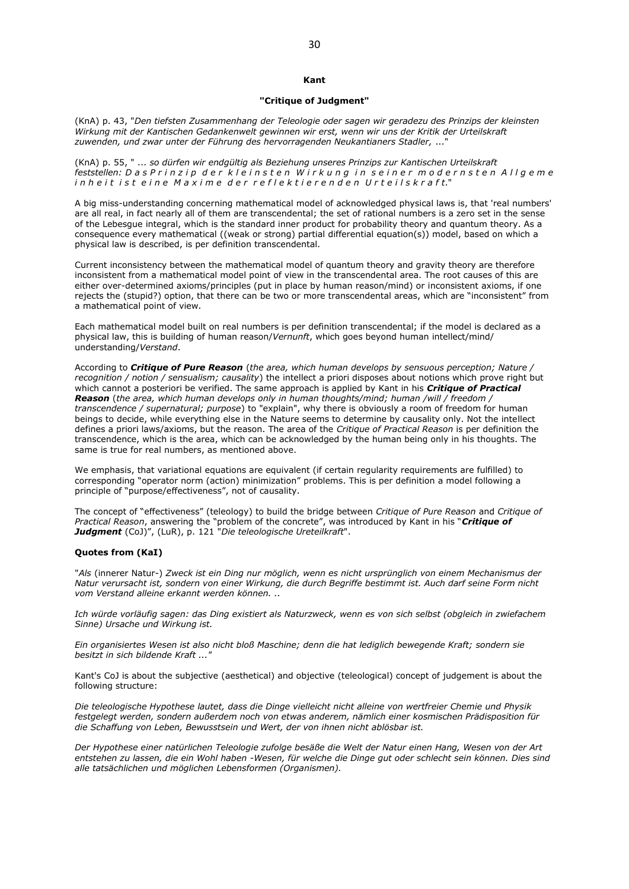**Kant**

**"Critique of Judgment"**

(KnA) p. 43, "*Den tiefsten Zusammenhang der Teleologie oder sagen wir geradezu des Prinzips der kleinsten Wirkung mit der Kantischen Gedankenwelt gewinnen wir erst, wenn wir uns der Kritik der Urteilskraft zuwenden, und zwar unter der Führung des hervorragenden Neukantianers Stadler,* ..."

(KnA) p. 55, " ... *so dürfen wir endgültig als Beziehung unseres Prinzips zur Kantischen Urteilskraft feststellen: D a s P r i n z i p d e r k l e i n s t e n W i r k u n g i n s e i n e r m o d e r n s t e n A l l g e m e i n h e i t i s t e i n e M a x i m e d e r r e f l e k t i e r e n d e n U r t e i l s k r a f t.*"

A big miss-understanding concerning mathematical model of acknowledged physical laws is, that 'real numbers' are all real, in fact nearly all of them are transcendental; the set of rational numbers is a zero set in the sense of the Lebesgue integral, which is the standard inner product for probability theory and quantum theory. As a consequence every mathematical ((weak or strong) partial differential equation(s)) model, based on which a physical law is described, is per definition transcendental.

Current inconsistency between the mathematical model of quantum theory and gravity theory are therefore inconsistent from a mathematical model point of view in the transcendental area. The root causes of this are either over-determined axioms/principles (put in place by human reason/mind) or inconsistent axioms, if one rejects the (stupid?) option, that there can be two or more transcendental areas, which are "inconsistent" from a mathematical point of view.

Each mathematical model built on real numbers is per definition transcendental; if the model is declared as a physical law, this is building of human reason/*Vernunft*, which goes beyond human intellect/mind/ understanding/*Verstand*.

According to ***Critique of Pure Reason*** (*the area, which human develops by sensuous perception; Nature / recognition / notion / sensualism; causality*) the intellect a priori disposes about notions which prove right but which cannot a posteriori be verified. The same approach is applied by Kant in his ***Critique of Practical Reason*** (*the area, which human develops only in human thoughts/mind; human /will / freedom / transcendence / supernatural; purpose*) to "explain", why there is obviously a room of freedom for human beings to decide, while everything else in the Nature seems to determine by causality only. Not the intellect defines a priori laws/axioms, but the reason. The area of the *Critique of Practical Reason* is per definition the transcendence, which is the area, which can be acknowledged by the human being only in his thoughts. The same is true for real numbers, as mentioned above.

We emphasis, that variational equations are equivalent (if certain regularity requirements are fulfilled) to corresponding "operator norm (action) minimization" problems. This is per definition a model following a principle of "purpose/effectiveness", not of causality.

The concept of "effectiveness" (teleology) to build the bridge between *Critique of Pure Reason* and *Critique of Practical Reason*, answering the "problem of the concrete", was introduced by Kant in his "***Critique of Judgment*** (CoJ)", (LuR), p. 121 "*Die teleologische Ureteilkraft*".

**Quotes from (KaI)**

"*Als* (innerer Natur-) *Zweck ist ein Ding nur möglich, wenn es nicht ursprünglich von einem Mechanismus der Natur verursacht ist, sondern von einer Wirkung, die durch Begriffe bestimmt ist. Auch darf seine Form nicht vom Verstand alleine erkannt werden können. ..*

*Ich würde vorläufig sagen: das Ding existiert als Naturzweck, wenn es von sich selbst (obgleich in zwiefachem Sinne) Ursache und Wirkung ist.*

*Ein organisiertes Wesen ist also nicht bloß Maschine; denn die hat lediglich bewegende Kraft; sondern sie besitzt in sich bildende Kraft ...*"

Kant's CoJ is about the subjective (aesthetical) and objective (teleological) concept of judgement is about the following structure:

*Die teleologische Hypothese lautet, dass die Dinge vielleicht nicht alleine von wertfreier Chemie und Physik festgelegt werden, sondern außerdem noch von etwas anderem, nämlich einer kosmischen Prädisposition für die Schaffung von Leben, Bewusstsein und Wert, der von ihnen nicht ablösbar ist.*

*Der Hypothese einer natürlichen Teleologie zufolge besäße die Welt der Natur einen Hang, Wesen von der Art entstehen zu lassen, die ein Wohl haben -Wesen, für welche die Dinge gut oder schlecht sein können. Dies sind alle tatsächlichen und möglichen Lebensformen (Organismen).*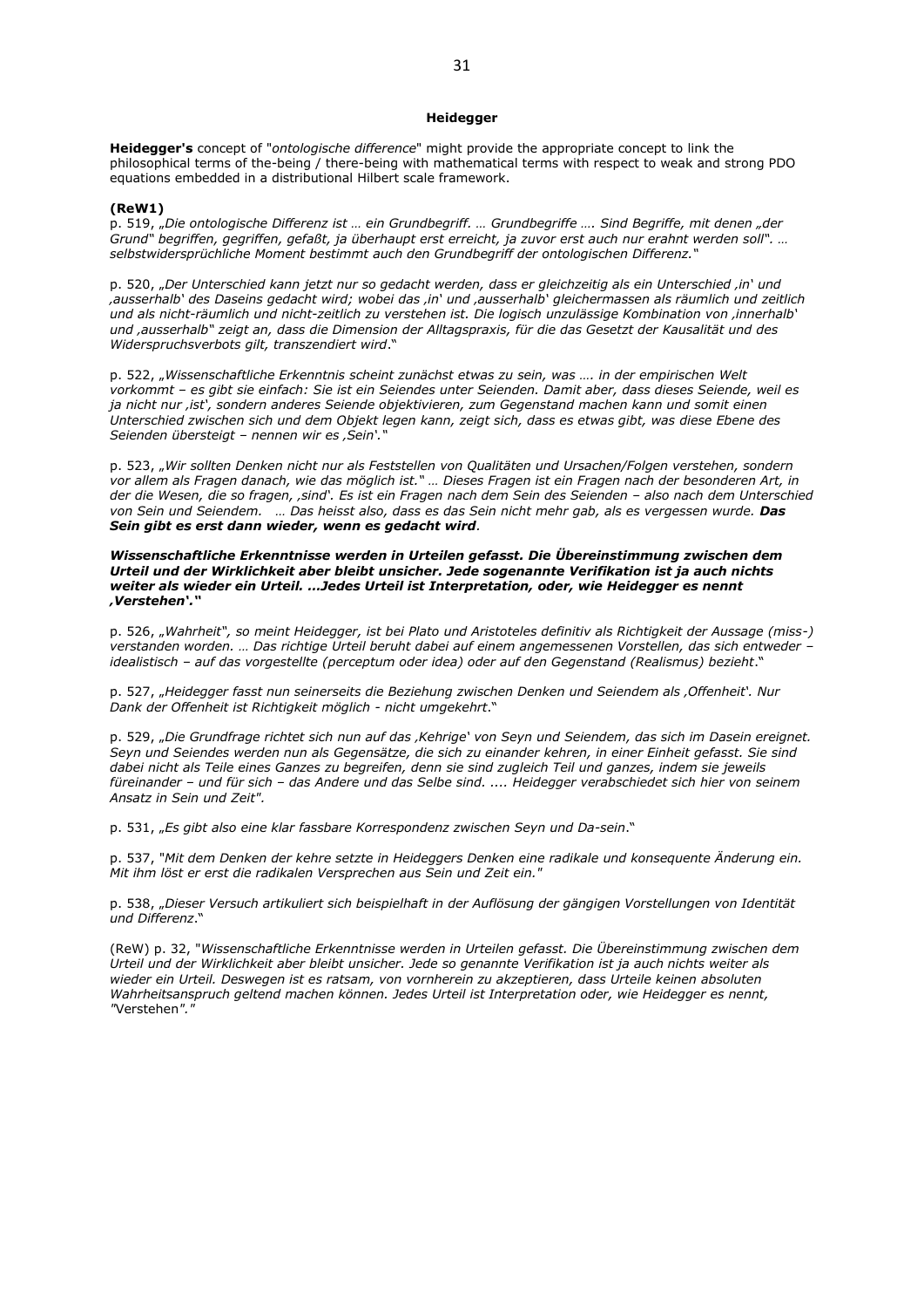### Heidegger

**Heidegger's** concept of "*ontologische difference*" might provide the appropriate concept to link the philosophical terms of the-being / there-being with mathematical terms with respect to weak and strong PDO equations embedded in a distributional Hilbert scale framework.

**(ReW1)**

p. 519, „*Die ontologische Differenz ist … ein Grundbegriff. … Grundbegriffe …. Sind Begriffe, mit denen „der Grund" begriffen, gegriffen, gefaßt, ja überhaupt erst erreicht, ja zuvor erst auch nur erahnt werden soll". … selbstwidersprüchliche Moment bestimmt auch den Grundbegriff der ontologischen Differenz.*"

p. 520, „*Der Unterschied kann jetzt nur so gedacht werden, dass er gleichzeitig als ein Unterschied ‚in' und ‚ausserhalb' des Daseins gedacht wird; wobei das ‚in' und ‚ausserhalb' gleichermassen als räumlich und zeitlich und als nicht-räumlich und nicht-zeitlich zu verstehen ist. Die logisch unzulässige Kombination von ‚innerhalb' und ‚ausserhalb" zeigt an, dass die Dimension der Alltagspraxis, für die das Gesetzt der Kausalität und des Widerspruchsverbots gilt, transzendiert wird*."

p. 522, „*Wissenschaftliche Erkenntnis scheint zunächst etwas zu sein, was …. in der empirischen Welt vorkommt – es gibt sie einfach: Sie ist ein Seiendes unter Seienden. Damit aber, dass dieses Seiende, weil es ja nicht nur ‚ist', sondern anderes Seiende objektivieren, zum Gegenstand machen kann und somit einen Unterschied zwischen sich und dem Objekt legen kann, zeigt sich, dass es etwas gibt, was diese Ebene des Seienden übersteigt – nennen wir es ‚Sein'.*"

p. 523, „*Wir sollten Denken nicht nur als Feststellen von Qualitäten und Ursachen/Folgen verstehen, sondern vor allem als Fragen danach, wie das möglich ist." … Dieses Fragen ist ein Fragen nach der besonderen Art, in der die Wesen, die so fragen, ‚sind'. Es ist ein Fragen nach dem Sein des Seienden – also nach dem Unterschied von Sein und Seiendem. … Das heisst also, dass es das Sein nicht mehr gab, als es vergessen wurde.* ***Das Sein gibt es erst dann wieder, wenn es gedacht wird****.*

***Wissenschaftliche Erkenntnisse werden in Urteilen gefasst. Die Übereinstimmung zwischen dem Urteil und der Wirklichkeit aber bleibt unsicher. Jede sogenannte Verifikation ist ja auch nichts weiter als wieder ein Urteil. …Jedes Urteil ist Interpretation, oder, wie Heidegger es nennt ‚Verstehen'."***

p. 526, „*Wahrheit", so meint Heidegger, ist bei Plato und Aristoteles definitiv als Richtigkeit der Aussage (miss-) verstanden worden. … Das richtige Urteil beruht dabei auf einem angemessenen Vorstellen, das sich entweder – idealistisch – auf das vorgestellte (perceptum oder idea) oder auf den Gegenstand (Realismus) bezieht*."

p. 527, „*Heidegger fasst nun seinerseits die Beziehung zwischen Denken und Seiendem als ‚Offenheit'. Nur Dank der Offenheit ist Richtigkeit möglich - nicht umgekehrt*."

p. 529, „*Die Grundfrage richtet sich nun auf das ‚Kehrige' von Seyn und Seiendem, das sich im Dasein ereignet. Seyn und Seiendes werden nun als Gegensätze, die sich zu einander kehren, in einer Einheit gefasst. Sie sind dabei nicht als Teile eines Ganzes zu begreifen, denn sie sind zugleich Teil und ganzes, indem sie jeweils füreinander – und für sich – das Andere und das Selbe sind. .... Heidegger verabschiedet sich hier von seinem Ansatz in Sein und Zeit".*

p. 531, „*Es gibt also eine klar fassbare Korrespondenz zwischen Seyn und Da-sein*."

p. 537, "*Mit dem Denken der kehre setzte in Heideggers Denken eine radikale und konsequente Änderung ein. Mit ihm löst er erst die radikalen Versprechen aus Sein und Zeit ein."*

p. 538, „*Dieser Versuch artikuliert sich beispielhaft in der Auflösung der gängigen Vorstellungen von Identität und Differenz*."

(ReW) p. 32, "*Wissenschaftliche Erkenntnisse werden in Urteilen gefasst. Die Übereinstimmung zwischen dem Urteil und der Wirklichkeit aber bleibt unsicher. Jede so genannte Verifikation ist ja auch nichts weiter als wieder ein Urteil. Deswegen ist es ratsam, von vornherein zu akzeptieren, dass Urteile keinen absoluten Wahrheitsanspruch geltend machen können. Jedes Urteil ist Interpretation oder, wie Heidegger es nennt, "*Verstehen*"."*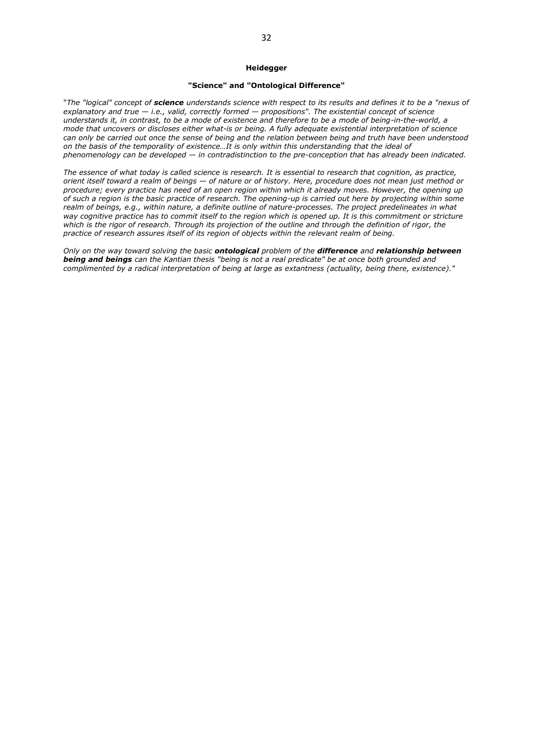## Heidegger

### "Science" and "Ontological Difference"

"*The "logical" concept of **science** understands science with respect to its results and defines it to be a "nexus of explanatory and true — i.e., valid, correctly formed — propositions". The existential concept of science understands it, in contrast, to be a mode of existence and therefore to be a mode of being-in-the-world, a mode that uncovers or discloses either what-is or being. A fully adequate existential interpretation of science can only be carried out once the sense of being and the relation between being and truth have been understood on the basis of the temporality of existence…It is only within this understanding that the ideal of phenomenology can be developed — in contradistinction to the pre-conception that has already been indicated.*

*The essence of what today is called science is research. It is essential to research that cognition, as practice, orient itself toward a realm of beings — of nature or of history. Here, procedure does not mean just method or procedure; every practice has need of an open region within which it already moves. However, the opening up of such a region is the basic practice of research. The opening-up is carried out here by projecting within some realm of beings, e.g., within nature, a definite outline of nature-processes. The project predelineates in what way cognitive practice has to commit itself to the region which is opened up. It is this commitment or stricture which is the rigor of research. Through its projection of the outline and through the definition of rigor, the practice of research assures itself of its region of objects within the relevant realm of being.*

*Only on the way toward solving the basic **ontological** problem of the **difference** and **relationship between being and beings** can the Kantian thesis "being is not a real predicate" be at once both grounded and complimented by a radical interpretation of being at large as extantness (actuality, being there, existence).*"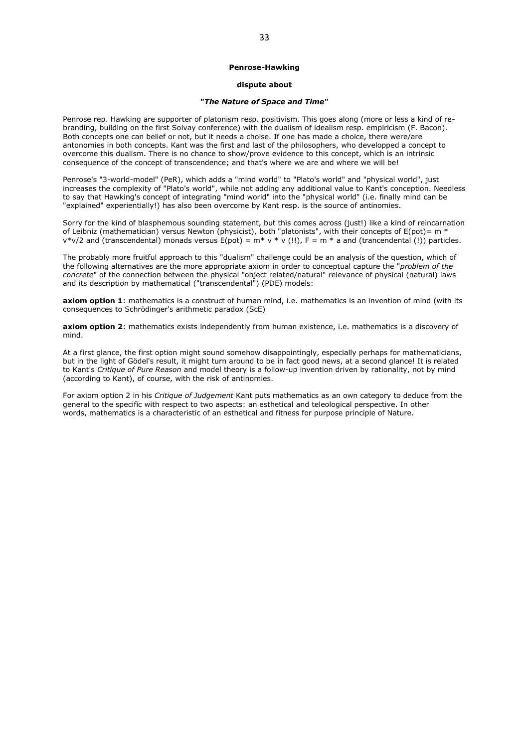**Penrose-Hawking**

**dispute about**

**"*The Nature of Space and Time*"**

Penrose rep. Hawking are supporter of platonism resp. positivism. This goes along (more or less a kind of re-branding, building on the first Solvay conference) with the dualism of idealism resp. empiricism (F. Bacon). Both concepts one can belief or not, but it needs a choise. If one has made a choice, there were/are antonomies in both concepts. Kant was the first and last of the philosophers, who developped a concept to overcome this dualism. There is no chance to show/prove evidence to this concept, which is an intrinsic consequence of the concept of transcendence; and that's where we are and where we will be!

Penrose's "3-world-model" (PeR), which adds a "mind world" to "Plato's world" and "physical world", just increases the complexity of "Plato's world", while not adding any additional value to Kant's conception. Needless to say that Hawking's concept of integrating "mind world" into the "physical world" (i.e. finally mind can be "explained" experientially!) has also been overcome by Kant resp. is the source of antinomies.

Sorry for the kind of blasphemous sounding statement, but this comes across (just!) like a kind of reincarnation of Leibniz (mathematician) versus Newton (physicist), both "platonists", with their concepts of E(pot)= m * v*v/2 and (transcendental) monads versus E(pot) = m* v * v (!!), F = m * a and (trancendental (!)) particles.

The probably more fruitful approach to this "dualism" challenge could be an analysis of the question, which of the following alternatives are the more appropriate axiom in order to conceptual capture the "*problem of the concrete*" of the connection between the physical "object related/natural" relevance of physical (natural) laws and its description by mathematical ("transcendental") (PDE) models:

**axiom option 1**: mathematics is a construct of human mind, i.e. mathematics is an invention of mind (with its consequences to Schrödinger's arithmetic paradox (ScE)

**axiom option 2**: mathematics exists independently from human existence, i.e. mathematics is a discovery of mind.

At a first glance, the first option might sound somehow disappointingly, especially perhaps for mathematicians, but in the light of Gödel's result, it might turn around to be in fact good news, at a second glance! It is related to Kant's *Critique of Pure Reason* and model theory is a follow-up invention driven by rationality, not by mind (according to Kant), of course, with the risk of antinomies.

For axiom option 2 in his *Critique of Judgement* Kant puts mathematics as an own category to deduce from the general to the specific with respect to two aspects: an esthetical and teleological perspective. In other words, mathematics is a characteristic of an esthetical and fitness for purpose principle of Nature.